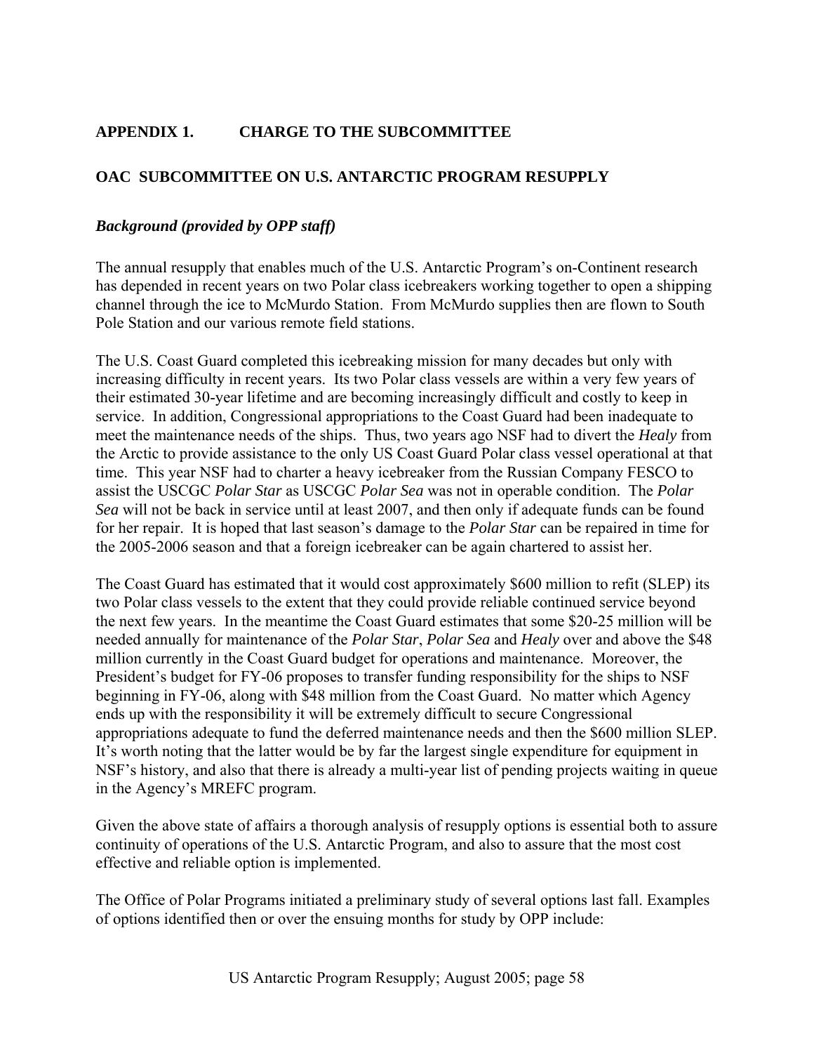## APPENDIX 1. CHARGE TO THE SUBCOMMITTEE

## OAC SUBCOMMITTEE ON U.S. ANTARCTIC PROGRAM RESUPPLY

### *Background (provided by OPP staff)*

The annual resupply that enables much of the U.S. Antarctic Program's on-Continent research has depended in recent years on two Polar class icebreakers working together to open a shipping channel through the ice to McMurdo Station. From McMurdo supplies then are flown to South Pole Station and our various remote field stations.

The U.S. Coast Guard completed this icebreaking mission for many decades but only with increasing difficulty in recent years. Its two Polar class vessels are within a very few years of their estimated 30-year lifetime and are becoming increasingly difficult and costly to keep in service. In addition, Congressional appropriations to the Coast Guard had been inadequate to meet the maintenance needs of the ships. Thus, two years ago NSF had to divert the *Healy* from the Arctic to provide assistance to the only US Coast Guard Polar class vessel operational at that time. This year NSF had to charter a heavy icebreaker from the Russian Company FESCO to assist the USCGC *Polar Star* as USCGC *Polar Sea* was not in operable condition. The *Polar Sea* will not be back in service until at least 2007, and then only if adequate funds can be found for her repair. It is hoped that last season's damage to the *Polar Star* can be repaired in time for the 2005-2006 season and that a foreign icebreaker can be again chartered to assist her.

The Coast Guard has estimated that it would cost approximately $600 million to refit (SLEP) its two Polar class vessels to the extent that they could provide reliable continued service beyond the next few years. In the meantime the Coast Guard estimates that some $20-25 million will be needed annually for maintenance of the *Polar Star*, *Polar Sea* and *Healy* over and above the $48 million currently in the Coast Guard budget for operations and maintenance. Moreover, the President's budget for FY-06 proposes to transfer funding responsibility for the ships to NSF beginning in FY-06, along with $48 million from the Coast Guard. No matter which Agency ends up with the responsibility it will be extremely difficult to secure Congressional appropriations adequate to fund the deferred maintenance needs and then the $600 million SLEP. It's worth noting that the latter would be by far the largest single expenditure for equipment in NSF's history, and also that there is already a multi-year list of pending projects waiting in queue in the Agency's MREFC program.

Given the above state of affairs a thorough analysis of resupply options is essential both to assure continuity of operations of the U.S. Antarctic Program, and also to assure that the most cost effective and reliable option is implemented.

The Office of Polar Programs initiated a preliminary study of several options last fall. Examples of options identified then or over the ensuing months for study by OPP include: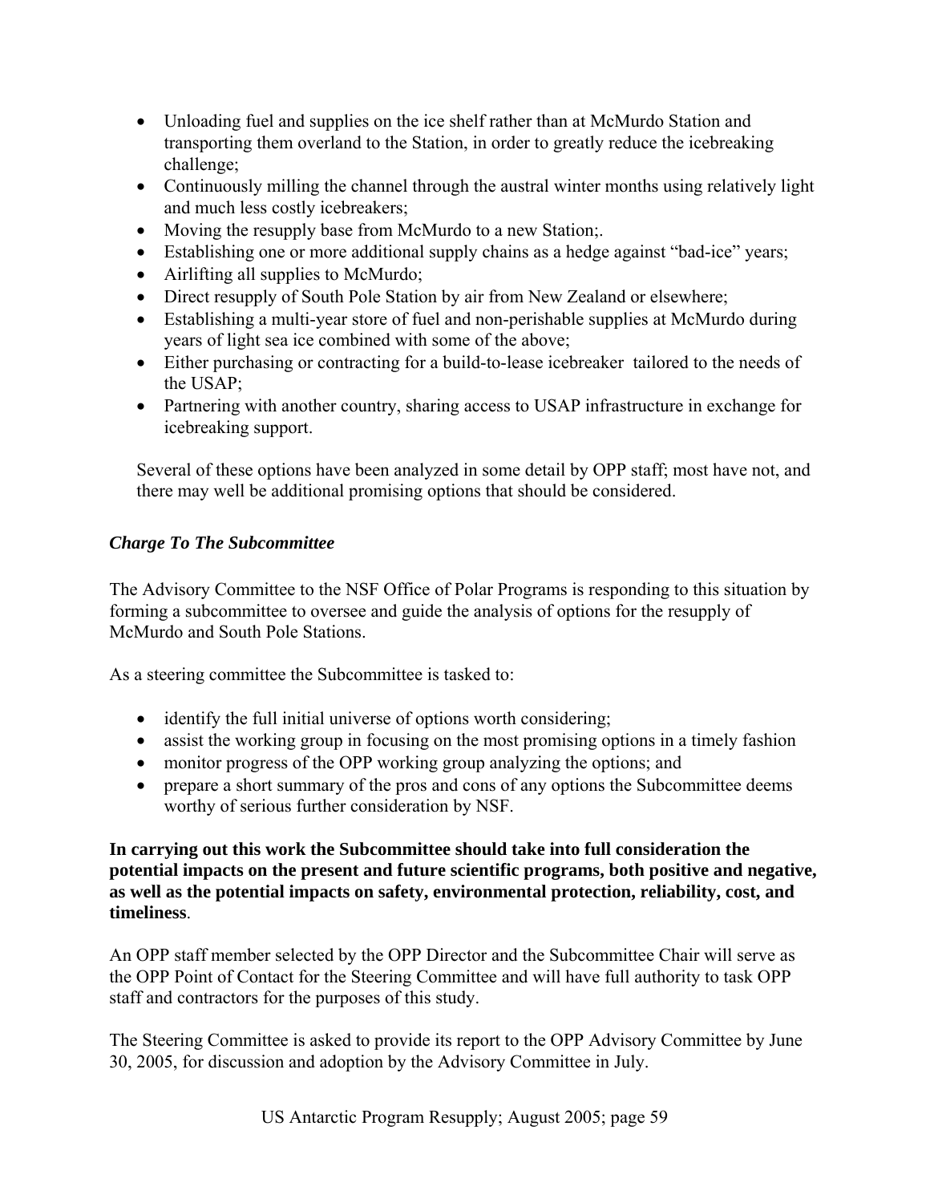- Unloading fuel and supplies on the ice shelf rather than at McMurdo Station and transporting them overland to the Station, in order to greatly reduce the icebreaking challenge;
- Continuously milling the channel through the austral winter months using relatively light and much less costly icebreakers;
- Moving the resupply base from McMurdo to a new Station;.
- Establishing one or more additional supply chains as a hedge against "bad-ice" years;
- Airlifting all supplies to McMurdo;
- Direct resupply of South Pole Station by air from New Zealand or elsewhere;
- Establishing a multi-year store of fuel and non-perishable supplies at McMurdo during years of light sea ice combined with some of the above;
- Either purchasing or contracting for a build-to-lease icebreaker tailored to the needs of the USAP;
- Partnering with another country, sharing access to USAP infrastructure in exchange for icebreaking support.

Several of these options have been analyzed in some detail by OPP staff; most have not, and there may well be additional promising options that should be considered.

### *Charge To The Subcommittee*

The Advisory Committee to the NSF Office of Polar Programs is responding to this situation by forming a subcommittee to oversee and guide the analysis of options for the resupply of McMurdo and South Pole Stations.

As a steering committee the Subcommittee is tasked to:

- identify the full initial universe of options worth considering;
- assist the working group in focusing on the most promising options in a timely fashion
- monitor progress of the OPP working group analyzing the options; and
- prepare a short summary of the pros and cons of any options the Subcommittee deems worthy of serious further consideration by NSF.

**In carrying out this work the Subcommittee should take into full consideration the potential impacts on the present and future scientific programs, both positive and negative, as well as the potential impacts on safety, environmental protection, reliability, cost, and timeliness**.

An OPP staff member selected by the OPP Director and the Subcommittee Chair will serve as the OPP Point of Contact for the Steering Committee and will have full authority to task OPP staff and contractors for the purposes of this study.

The Steering Committee is asked to provide its report to the OPP Advisory Committee by June 30, 2005, for discussion and adoption by the Advisory Committee in July.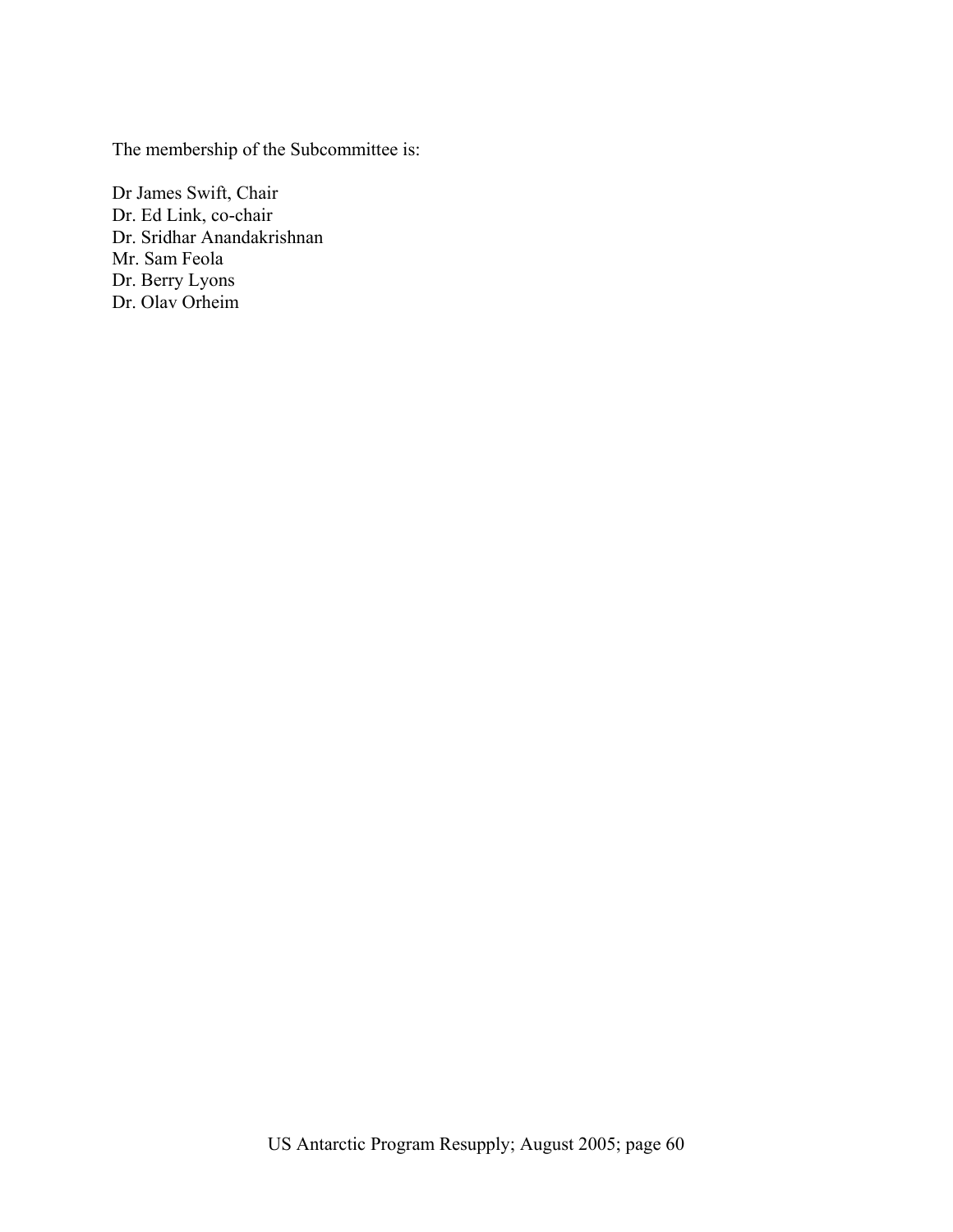The membership of the Subcommittee is:

Dr James Swift, Chair  
Dr. Ed Link, co-chair  
Dr. Sridhar Anandakrishnan  
Mr. Sam Feola  
Dr. Berry Lyons  
Dr. Olav Orheim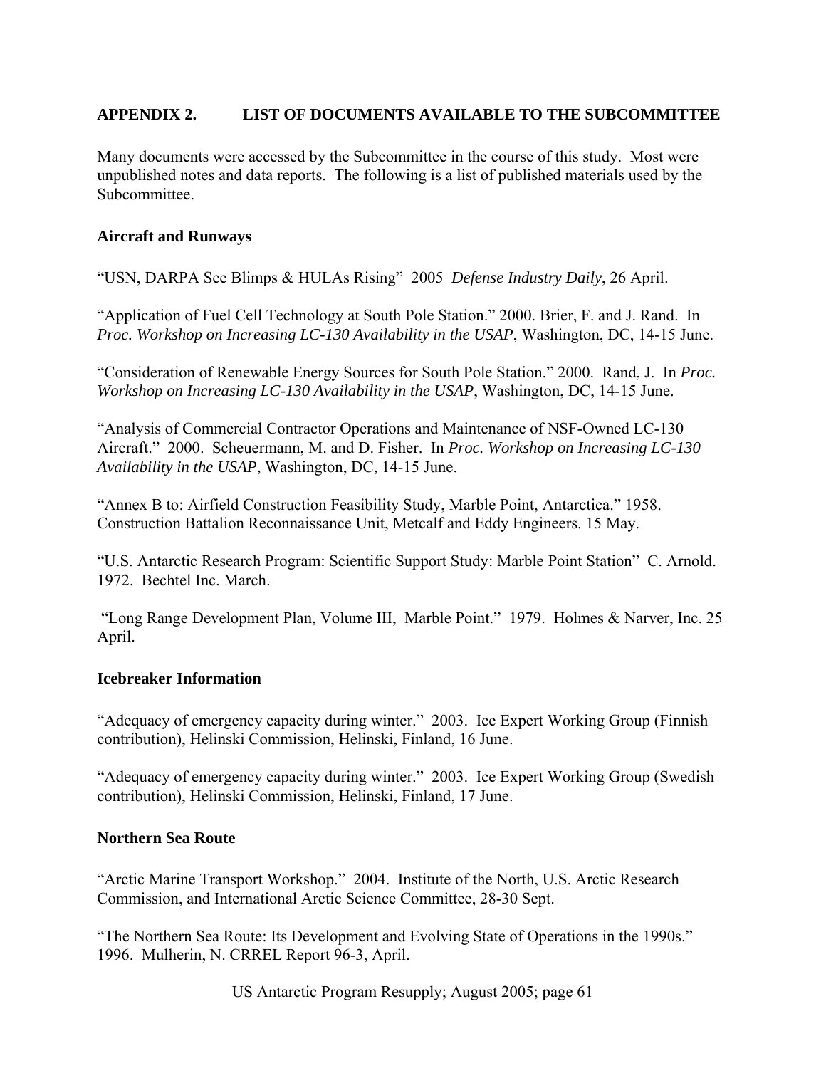## APPENDIX 2. LIST OF DOCUMENTS AVAILABLE TO THE SUBCOMMITTEE

Many documents were accessed by the Subcommittee in the course of this study. Most were unpublished notes and data reports. The following is a list of published materials used by the Subcommittee.

### Aircraft and Runways

"USN, DARPA See Blimps & HULAs Rising" 2005 *Defense Industry Daily*, 26 April.

"Application of Fuel Cell Technology at South Pole Station." 2000. Brier, F. and J. Rand. In *Proc. Workshop on Increasing LC-130 Availability in the USAP*, Washington, DC, 14-15 June.

"Consideration of Renewable Energy Sources for South Pole Station." 2000. Rand, J. In *Proc. Workshop on Increasing LC-130 Availability in the USAP*, Washington, DC, 14-15 June.

"Analysis of Commercial Contractor Operations and Maintenance of NSF-Owned LC-130 Aircraft." 2000. Scheuermann, M. and D. Fisher. In *Proc. Workshop on Increasing LC-130 Availability in the USAP*, Washington, DC, 14-15 June.

"Annex B to: Airfield Construction Feasibility Study, Marble Point, Antarctica." 1958. Construction Battalion Reconnaissance Unit, Metcalf and Eddy Engineers. 15 May.

"U.S. Antarctic Research Program: Scientific Support Study: Marble Point Station" C. Arnold. 1972. Bechtel Inc. March.

"Long Range Development Plan, Volume III, Marble Point." 1979. Holmes & Narver, Inc. 25 April.

### Icebreaker Information

"Adequacy of emergency capacity during winter." 2003. Ice Expert Working Group (Finnish contribution), Helinski Commission, Helinski, Finland, 16 June.

"Adequacy of emergency capacity during winter." 2003. Ice Expert Working Group (Swedish contribution), Helinski Commission, Helinski, Finland, 17 June.

### Northern Sea Route

"Arctic Marine Transport Workshop." 2004. Institute of the North, U.S. Arctic Research Commission, and International Arctic Science Committee, 28-30 Sept.

"The Northern Sea Route: Its Development and Evolving State of Operations in the 1990s." 1996. Mulherin, N. CRREL Report 96-3, April.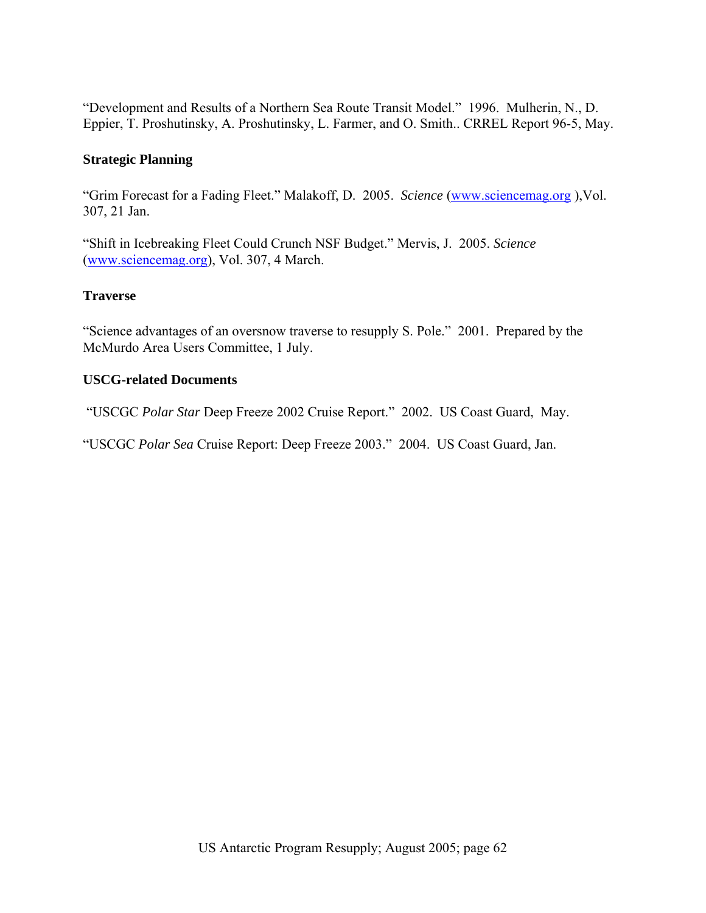"Development and Results of a Northern Sea Route Transit Model." 1996. Mulherin, N., D. Eppier, T. Proshutinsky, A. Proshutinsky, L. Farmer, and O. Smith.. CRREL Report 96-5, May.

**Strategic Planning**

"Grim Forecast for a Fading Fleet." Malakoff, D. 2005. *Science* (www.sciencemag.org ),Vol. 307, 21 Jan.

"Shift in Icebreaking Fleet Could Crunch NSF Budget." Mervis, J. 2005. *Science* (www.sciencemag.org), Vol. 307, 4 March.

**Traverse**

"Science advantages of an oversnow traverse to resupply S. Pole." 2001. Prepared by the McMurdo Area Users Committee, 1 July.

**USCG-related Documents**

"USCGC *Polar Star* Deep Freeze 2002 Cruise Report." 2002. US Coast Guard, May.

"USCGC *Polar Sea* Cruise Report: Deep Freeze 2003." 2004. US Coast Guard, Jan.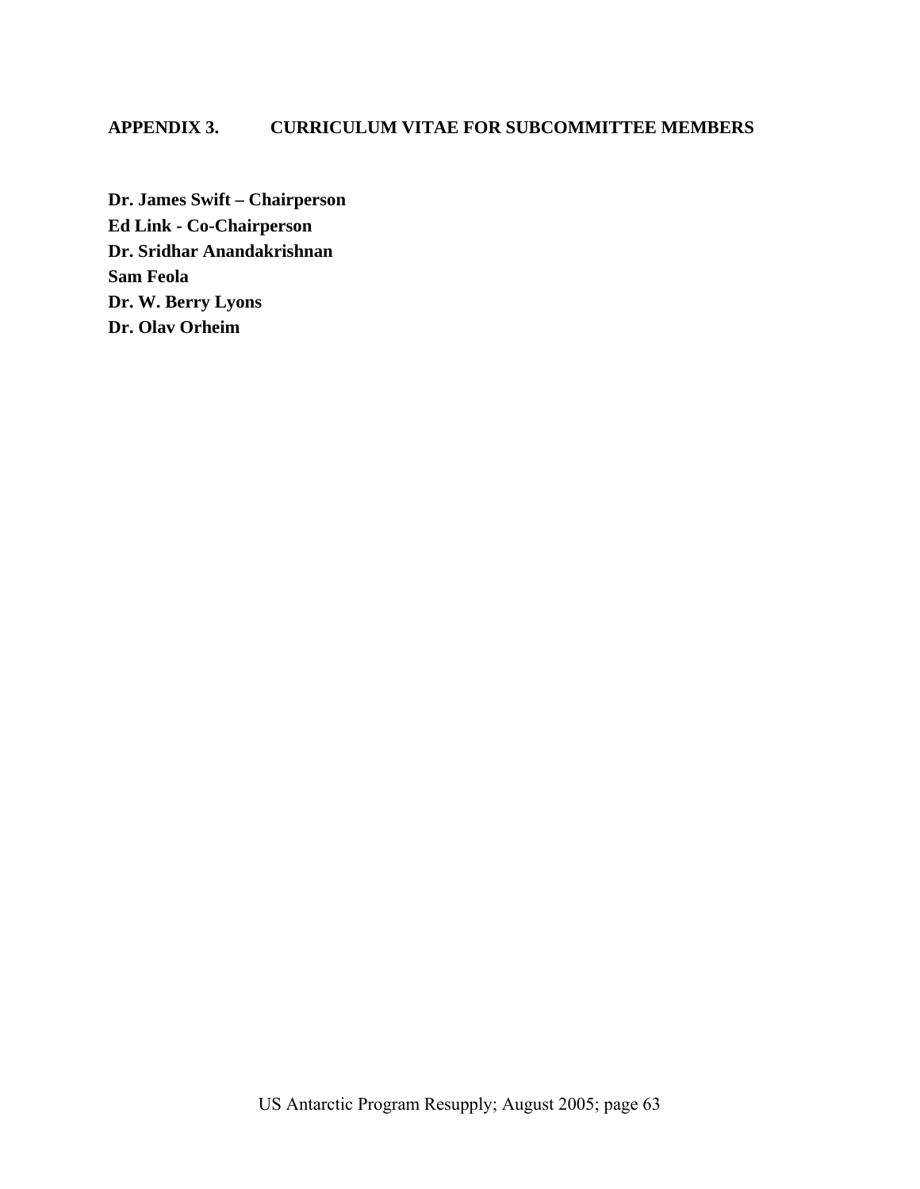## APPENDIX 3. CURRICULUM VITAE FOR SUBCOMMITTEE MEMBERS

**Dr. James Swift – Chairperson**
**Ed Link - Co-Chairperson**
**Dr. Sridhar Anandakrishnan**
**Sam Feola**
**Dr. W. Berry Lyons**
**Dr. Olav Orheim**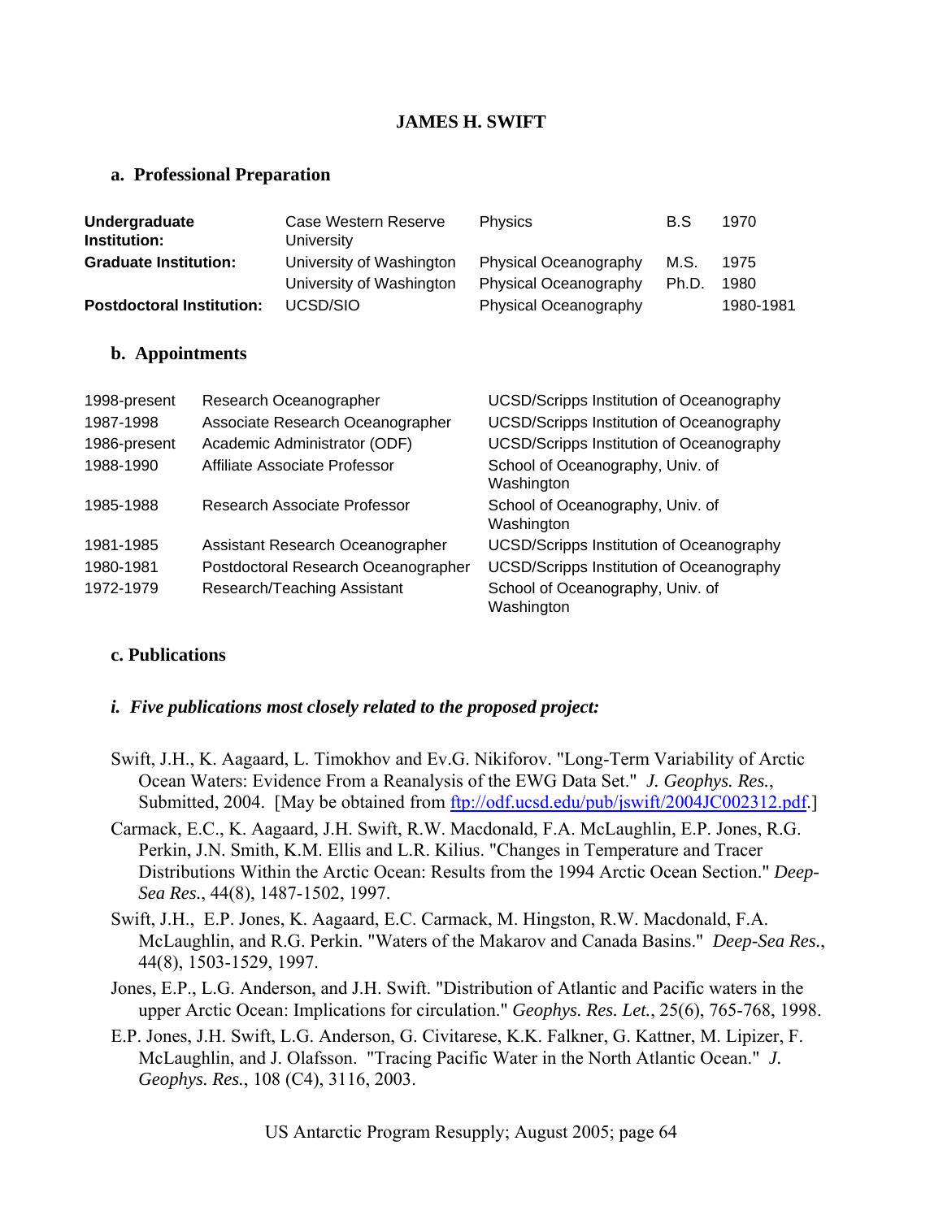**JAMES H. SWIFT**

## a. Professional Preparation

| | | | | |
|---|---|---|---|---|
| **Undergraduate Institution:** | Case Western Reserve University | Physics | B.S | 1970 |
| **Graduate Institution:** | University of Washington | Physical Oceanography | M.S. | 1975 |
| | University of Washington | Physical Oceanography | Ph.D. | 1980 |
| **Postdoctoral Institution:** | UCSD/SIO | Physical Oceanography | | 1980-1981 |

## b. Appointments

| | | |
|---|---|---|
| 1998-present | Research Oceanographer | UCSD/Scripps Institution of Oceanography |
| 1987-1998 | Associate Research Oceanographer | UCSD/Scripps Institution of Oceanography |
| 1986-present | Academic Administrator (ODF) | UCSD/Scripps Institution of Oceanography |
| 1988-1990 | Affiliate Associate Professor | School of Oceanography, Univ. of Washington |
| 1985-1988 | Research Associate Professor | School of Oceanography, Univ. of Washington |
| 1981-1985 | Assistant Research Oceanographer | UCSD/Scripps Institution of Oceanography |
| 1980-1981 | Postdoctoral Research Oceanographer | UCSD/Scripps Institution of Oceanography |
| 1972-1979 | Research/Teaching Assistant | School of Oceanography, Univ. of Washington |

## c. Publications

### *i. Five publications most closely related to the proposed project:*

Swift, J.H., K. Aagaard, L. Timokhov and Ev.G. Nikiforov. "Long-Term Variability of Arctic Ocean Waters: Evidence From a Reanalysis of the EWG Data Set." *J. Geophys. Res.*, Submitted, 2004. [May be obtained from ftp://odf.ucsd.edu/pub/jswift/2004JC002312.pdf.]

Carmack, E.C., K. Aagaard, J.H. Swift, R.W. Macdonald, F.A. McLaughlin, E.P. Jones, R.G. Perkin, J.N. Smith, K.M. Ellis and L.R. Kilius. "Changes in Temperature and Tracer Distributions Within the Arctic Ocean: Results from the 1994 Arctic Ocean Section." *Deep-Sea Res.*, 44(8), 1487-1502, 1997.

Swift, J.H., E.P. Jones, K. Aagaard, E.C. Carmack, M. Hingston, R.W. Macdonald, F.A. McLaughlin, and R.G. Perkin. "Waters of the Makarov and Canada Basins." *Deep-Sea Res.*, 44(8), 1503-1529, 1997.

Jones, E.P., L.G. Anderson, and J.H. Swift. "Distribution of Atlantic and Pacific waters in the upper Arctic Ocean: Implications for circulation." *Geophys. Res. Let.*, 25(6), 765-768, 1998.

E.P. Jones, J.H. Swift, L.G. Anderson, G. Civitarese, K.K. Falkner, G. Kattner, M. Lipizer, F. McLaughlin, and J. Olafsson. "Tracing Pacific Water in the North Atlantic Ocean." *J. Geophys. Res.*, 108 (C4), 3116, 2003.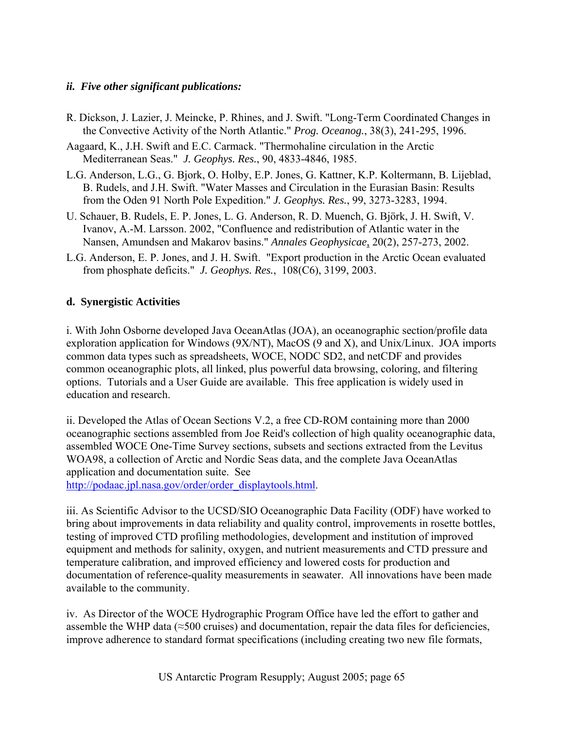### *ii. Five other significant publications:*

R. Dickson, J. Lazier, J. Meincke, P. Rhines, and J. Swift. "Long-Term Coordinated Changes in the Convective Activity of the North Atlantic." *Prog. Oceanog.*, 38(3), 241-295, 1996.

Aagaard, K., J.H. Swift and E.C. Carmack. "Thermohaline circulation in the Arctic Mediterranean Seas." *J. Geophys. Res.*, 90, 4833-4846, 1985.

L.G. Anderson, L.G., G. Bjork, O. Holby, E.P. Jones, G. Kattner, K.P. Koltermann, B. Lijeblad, B. Rudels, and J.H. Swift. "Water Masses and Circulation in the Eurasian Basin: Results from the Oden 91 North Pole Expedition." *J. Geophys. Res.*, 99, 3273-3283, 1994.

U. Schauer, B. Rudels, E. P. Jones, L. G. Anderson, R. D. Muench, G. Björk, J. H. Swift, V. Ivanov, A.-M. Larsson. 2002, "Confluence and redistribution of Atlantic water in the Nansen, Amundsen and Makarov basins." *Annales Geophysicae*, 20(2), 257-273, 2002.

L.G. Anderson, E. P. Jones, and J. H. Swift. "Export production in the Arctic Ocean evaluated from phosphate deficits." *J. Geophys. Res.*, 108(C6), 3199, 2003.

## d. Synergistic Activities

i. With John Osborne developed Java OceanAtlas (JOA), an oceanographic section/profile data exploration application for Windows (9X/NT), MacOS (9 and X), and Unix/Linux. JOA imports common data types such as spreadsheets, WOCE, NODC SD2, and netCDF and provides common oceanographic plots, all linked, plus powerful data browsing, coloring, and filtering options. Tutorials and a User Guide are available. This free application is widely used in education and research.

ii. Developed the Atlas of Ocean Sections V.2, a free CD-ROM containing more than 2000 oceanographic sections assembled from Joe Reid's collection of high quality oceanographic data, assembled WOCE One-Time Survey sections, subsets and sections extracted from the Levitus WOA98, a collection of Arctic and Nordic Seas data, and the complete Java OceanAtlas application and documentation suite. See http://podaac.jpl.nasa.gov/order/order_displaytools.html.

iii. As Scientific Advisor to the UCSD/SIO Oceanographic Data Facility (ODF) have worked to bring about improvements in data reliability and quality control, improvements in rosette bottles, testing of improved CTD profiling methodologies, development and institution of improved equipment and methods for salinity, oxygen, and nutrient measurements and CTD pressure and temperature calibration, and improved efficiency and lowered costs for production and documentation of reference-quality measurements in seawater. All innovations have been made available to the community.

iv. As Director of the WOCE Hydrographic Program Office have led the effort to gather and assemble the WHP data (≈500 cruises) and documentation, repair the data files for deficiencies, improve adherence to standard format specifications (including creating two new file formats,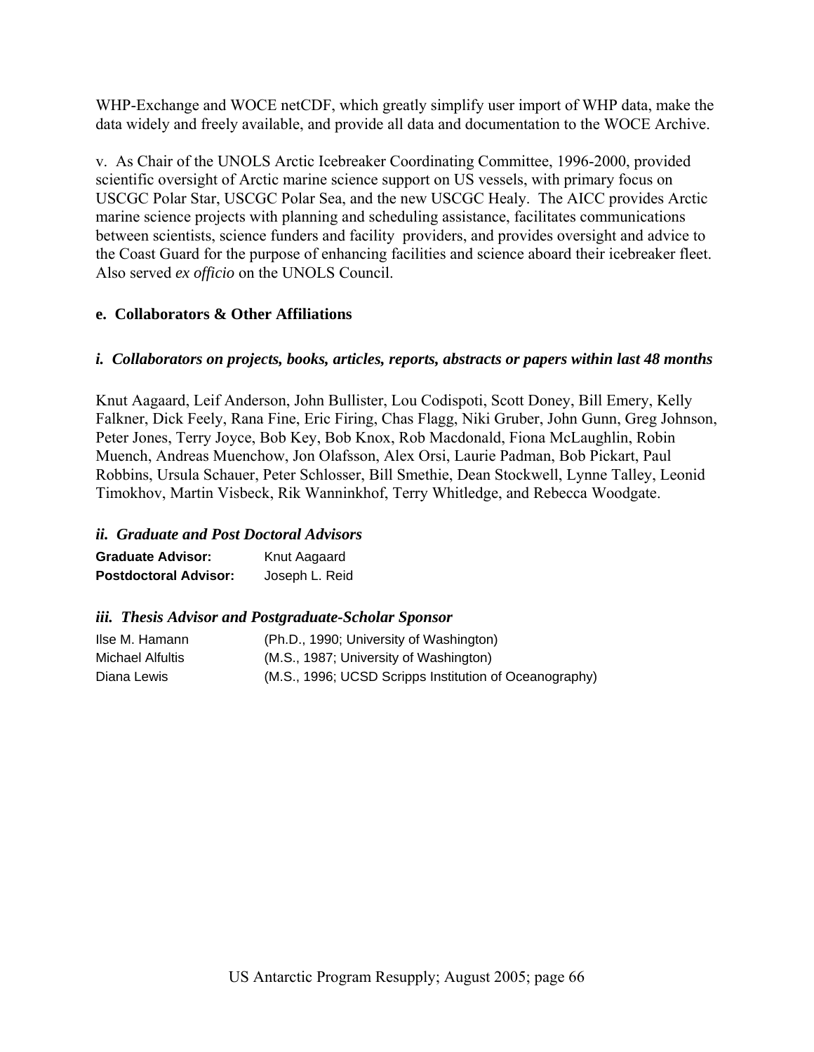WHP-Exchange and WOCE netCDF, which greatly simplify user import of WHP data, make the data widely and freely available, and provide all data and documentation to the WOCE Archive.

v. As Chair of the UNOLS Arctic Icebreaker Coordinating Committee, 1996-2000, provided scientific oversight of Arctic marine science support on US vessels, with primary focus on USCGC Polar Star, USCGC Polar Sea, and the new USCGC Healy. The AICC provides Arctic marine science projects with planning and scheduling assistance, facilitates communications between scientists, science funders and facility providers, and provides oversight and advice to the Coast Guard for the purpose of enhancing facilities and science aboard their icebreaker fleet. Also served *ex officio* on the UNOLS Council.

### e. Collaborators & Other Affiliations

#### *i. Collaborators on projects, books, articles, reports, abstracts or papers within last 48 months*

Knut Aagaard, Leif Anderson, John Bullister, Lou Codispoti, Scott Doney, Bill Emery, Kelly Falkner, Dick Feely, Rana Fine, Eric Firing, Chas Flagg, Niki Gruber, John Gunn, Greg Johnson, Peter Jones, Terry Joyce, Bob Key, Bob Knox, Rob Macdonald, Fiona McLaughlin, Robin Muench, Andreas Muenchow, Jon Olafsson, Alex Orsi, Laurie Padman, Bob Pickart, Paul Robbins, Ursula Schauer, Peter Schlosser, Bill Smethie, Dean Stockwell, Lynne Talley, Leonid Timokhov, Martin Visbeck, Rik Wanninkhof, Terry Whitledge, and Rebecca Woodgate.

#### *ii. Graduate and Post Doctoral Advisors*

**Graduate Advisor:** Knut Aagaard
**Postdoctoral Advisor:** Joseph L. Reid

#### *iii. Thesis Advisor and Postgraduate-Scholar Sponsor*

| | |
|---|---|
| Ilse M. Hamann | (Ph.D., 1990; University of Washington) |
| Michael Alfultis | (M.S., 1987; University of Washington) |
| Diana Lewis | (M.S., 1996; UCSD Scripps Institution of Oceanography) |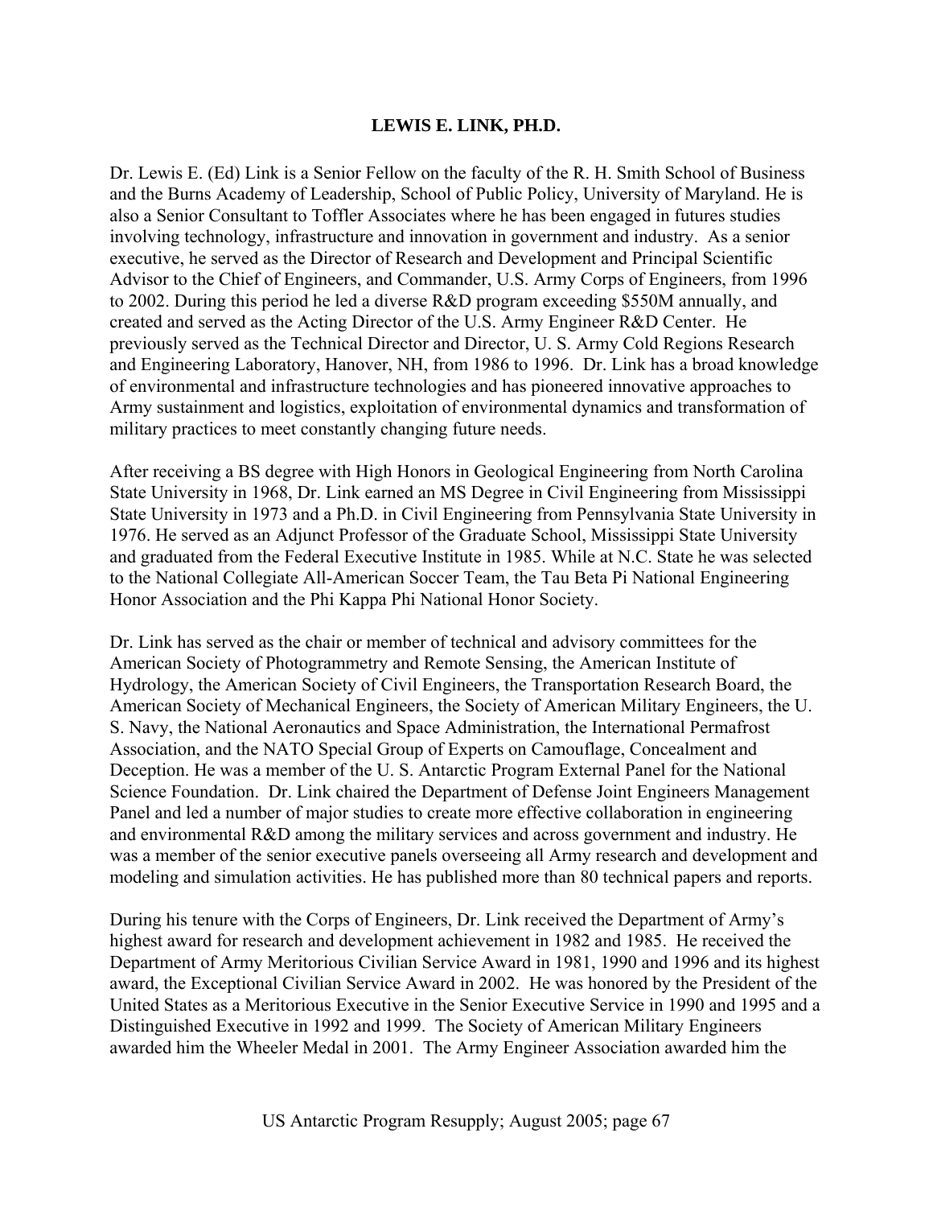# LEWIS E. LINK, PH.D.

Dr. Lewis E. (Ed) Link is a Senior Fellow on the faculty of the R. H. Smith School of Business and the Burns Academy of Leadership, School of Public Policy, University of Maryland. He is also a Senior Consultant to Toffler Associates where he has been engaged in futures studies involving technology, infrastructure and innovation in government and industry. As a senior executive, he served as the Director of Research and Development and Principal Scientific Advisor to the Chief of Engineers, and Commander, U.S. Army Corps of Engineers, from 1996 to 2002. During this period he led a diverse R&D program exceeding $550M annually, and created and served as the Acting Director of the U.S. Army Engineer R&D Center. He previously served as the Technical Director and Director, U. S. Army Cold Regions Research and Engineering Laboratory, Hanover, NH, from 1986 to 1996. Dr. Link has a broad knowledge of environmental and infrastructure technologies and has pioneered innovative approaches to Army sustainment and logistics, exploitation of environmental dynamics and transformation of military practices to meet constantly changing future needs.

After receiving a BS degree with High Honors in Geological Engineering from North Carolina State University in 1968, Dr. Link earned an MS Degree in Civil Engineering from Mississippi State University in 1973 and a Ph.D. in Civil Engineering from Pennsylvania State University in 1976. He served as an Adjunct Professor of the Graduate School, Mississippi State University and graduated from the Federal Executive Institute in 1985. While at N.C. State he was selected to the National Collegiate All-American Soccer Team, the Tau Beta Pi National Engineering Honor Association and the Phi Kappa Phi National Honor Society.

Dr. Link has served as the chair or member of technical and advisory committees for the American Society of Photogrammetry and Remote Sensing, the American Institute of Hydrology, the American Society of Civil Engineers, the Transportation Research Board, the American Society of Mechanical Engineers, the Society of American Military Engineers, the U. S. Navy, the National Aeronautics and Space Administration, the International Permafrost Association, and the NATO Special Group of Experts on Camouflage, Concealment and Deception. He was a member of the U. S. Antarctic Program External Panel for the National Science Foundation. Dr. Link chaired the Department of Defense Joint Engineers Management Panel and led a number of major studies to create more effective collaboration in engineering and environmental R&D among the military services and across government and industry. He was a member of the senior executive panels overseeing all Army research and development and modeling and simulation activities. He has published more than 80 technical papers and reports.

During his tenure with the Corps of Engineers, Dr. Link received the Department of Army's highest award for research and development achievement in 1982 and 1985. He received the Department of Army Meritorious Civilian Service Award in 1981, 1990 and 1996 and its highest award, the Exceptional Civilian Service Award in 2002. He was honored by the President of the United States as a Meritorious Executive in the Senior Executive Service in 1990 and 1995 and a Distinguished Executive in 1992 and 1999. The Society of American Military Engineers awarded him the Wheeler Medal in 2001. The Army Engineer Association awarded him the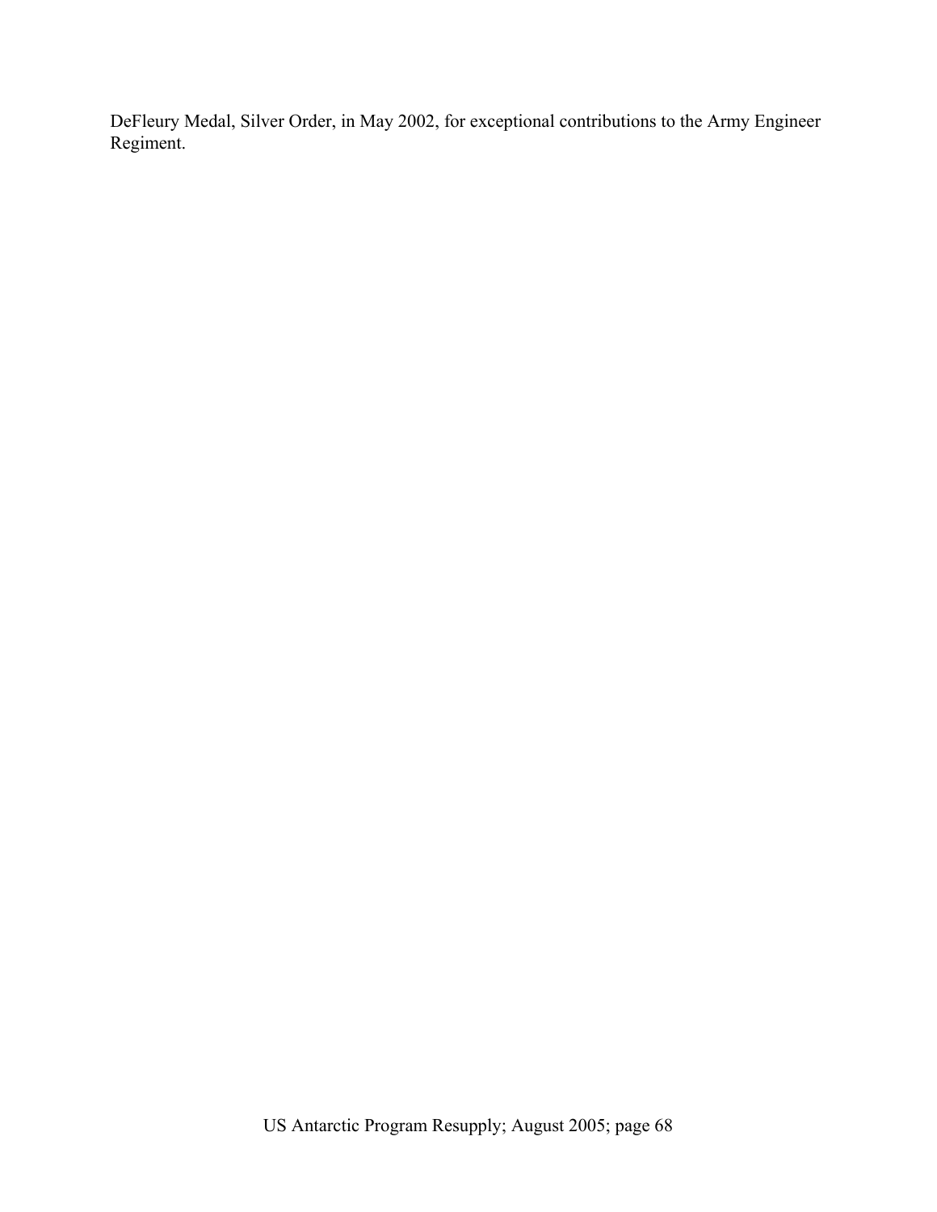DeFleury Medal, Silver Order, in May 2002, for exceptional contributions to the Army Engineer Regiment.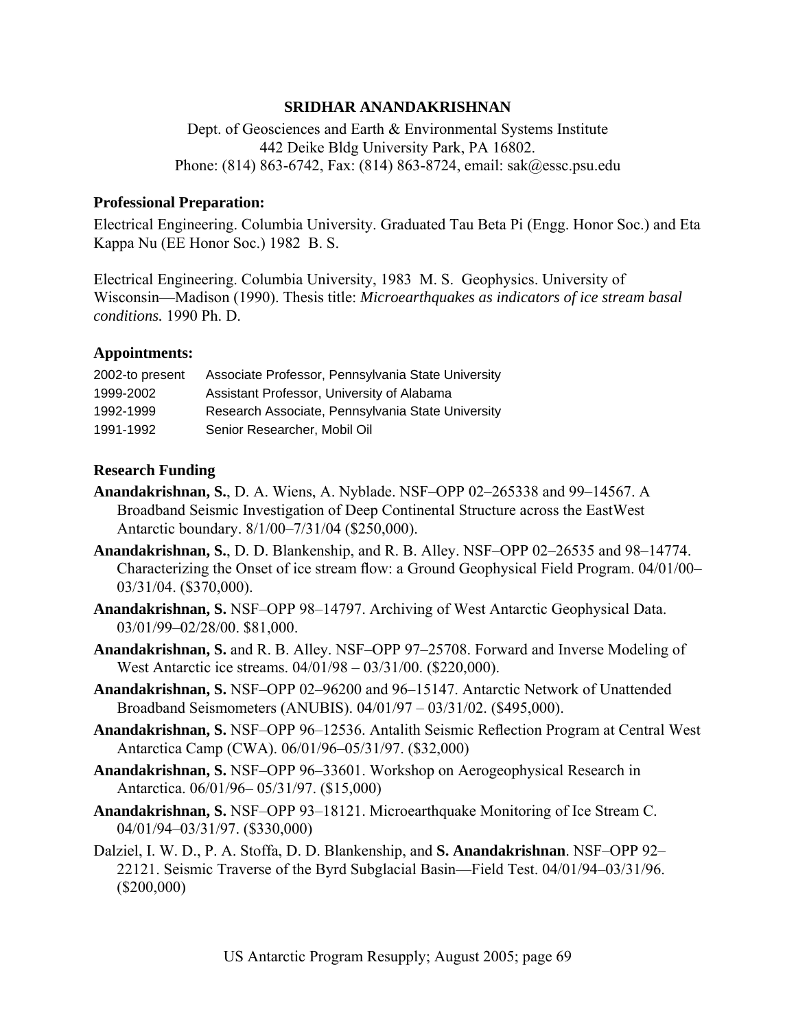**SRIDHAR ANANDAKRISHNAN**

Dept. of Geosciences and Earth & Environmental Systems Institute
442 Deike Bldg University Park, PA 16802.
Phone: (814) 863-6742, Fax: (814) 863-8724, email: sak@essc.psu.edu

### Professional Preparation:

Electrical Engineering. Columbia University. Graduated Tau Beta Pi (Engg. Honor Soc.) and Eta Kappa Nu (EE Honor Soc.) 1982 B. S.

Electrical Engineering. Columbia University, 1983 M. S. Geophysics. University of Wisconsin—Madison (1990). Thesis title: *Microearthquakes as indicators of ice stream basal conditions.* 1990 Ph. D.

### Appointments:

| | |
|---|---|
| 2002-to present | Associate Professor, Pennsylvania State University |
| 1999-2002 | Assistant Professor, University of Alabama |
| 1992-1999 | Research Associate, Pennsylvania State University |
| 1991-1992 | Senior Researcher, Mobil Oil |

### Research Funding

**Anandakrishnan, S.**, D. A. Wiens, A. Nyblade. NSF–OPP 02–265338 and 99–14567. A Broadband Seismic Investigation of Deep Continental Structure across the EastWest Antarctic boundary. 8/1/00–7/31/04 ($250,000).

**Anandakrishnan, S.**, D. D. Blankenship, and R. B. Alley. NSF–OPP 02–26535 and 98–14774. Characterizing the Onset of ice stream flow: a Ground Geophysical Field Program. 04/01/00–03/31/04. ($370,000).

**Anandakrishnan, S.** NSF–OPP 98–14797. Archiving of West Antarctic Geophysical Data. 03/01/99–02/28/00. $81,000.

**Anandakrishnan, S.** and R. B. Alley. NSF–OPP 97–25708. Forward and Inverse Modeling of West Antarctic ice streams. 04/01/98 – 03/31/00. ($220,000).

**Anandakrishnan, S.** NSF–OPP 02–96200 and 96–15147. Antarctic Network of Unattended Broadband Seismometers (ANUBIS). 04/01/97 – 03/31/02. ($495,000).

**Anandakrishnan, S.** NSF–OPP 96–12536. Antalith Seismic Reflection Program at Central West Antarctica Camp (CWA). 06/01/96–05/31/97. ($32,000)

**Anandakrishnan, S.** NSF–OPP 96–33601. Workshop on Aerogeophysical Research in Antarctica. 06/01/96– 05/31/97. ($15,000)

**Anandakrishnan, S.** NSF–OPP 93–18121. Microearthquake Monitoring of Ice Stream C. 04/01/94–03/31/97. ($330,000)

Dalziel, I. W. D., P. A. Stoffa, D. D. Blankenship, and **S. Anandakrishnan**. NSF–OPP 92–22121. Seismic Traverse of the Byrd Subglacial Basin—Field Test. 04/01/94–03/31/96. ($200,000)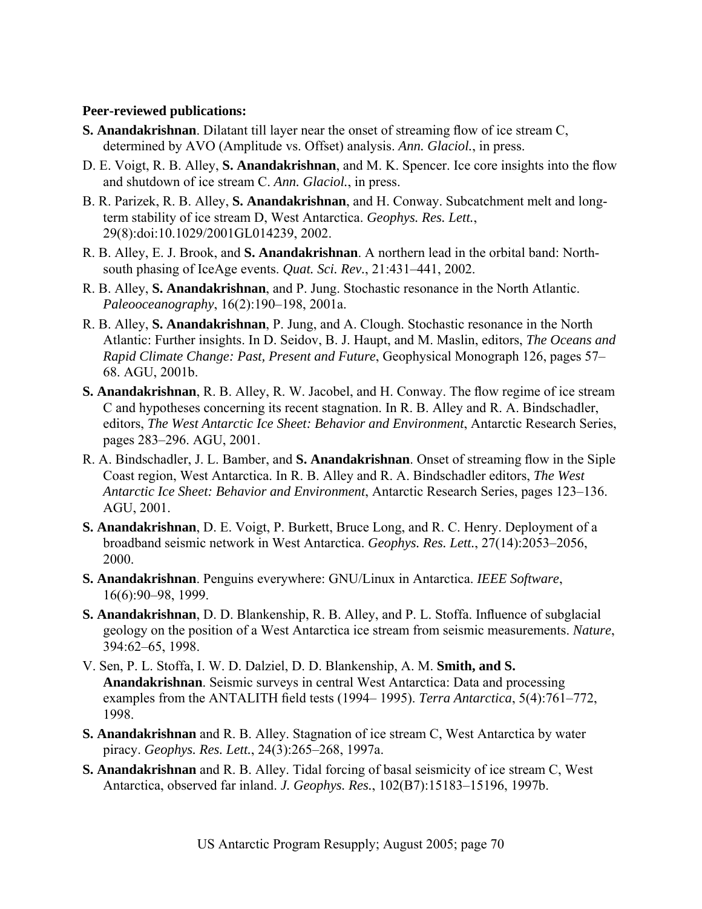**Peer-reviewed publications:**

**S. Anandakrishnan**. Dilatant till layer near the onset of streaming flow of ice stream C, determined by AVO (Amplitude vs. Offset) analysis. *Ann. Glaciol.*, in press.

D. E. Voigt, R. B. Alley, **S. Anandakrishnan**, and M. K. Spencer. Ice core insights into the flow and shutdown of ice stream C. *Ann. Glaciol.*, in press.

B. R. Parizek, R. B. Alley, **S. Anandakrishnan**, and H. Conway. Subcatchment melt and long-term stability of ice stream D, West Antarctica. *Geophys. Res. Lett.*, 29(8):doi:10.1029/2001GL014239, 2002.

R. B. Alley, E. J. Brook, and **S. Anandakrishnan**. A northern lead in the orbital band: North-south phasing of IceAge events. *Quat. Sci. Rev.*, 21:431–441, 2002.

R. B. Alley, **S. Anandakrishnan**, and P. Jung. Stochastic resonance in the North Atlantic. *Paleooceanography*, 16(2):190–198, 2001a.

R. B. Alley, **S. Anandakrishnan**, P. Jung, and A. Clough. Stochastic resonance in the North Atlantic: Further insights. In D. Seidov, B. J. Haupt, and M. Maslin, editors, *The Oceans and Rapid Climate Change: Past, Present and Future*, Geophysical Monograph 126, pages 57–68. AGU, 2001b.

**S. Anandakrishnan**, R. B. Alley, R. W. Jacobel, and H. Conway. The flow regime of ice stream C and hypotheses concerning its recent stagnation. In R. B. Alley and R. A. Bindschadler, editors, *The West Antarctic Ice Sheet: Behavior and Environment*, Antarctic Research Series, pages 283–296. AGU, 2001.

R. A. Bindschadler, J. L. Bamber, and **S. Anandakrishnan**. Onset of streaming flow in the Siple Coast region, West Antarctica. In R. B. Alley and R. A. Bindschadler editors, *The West Antarctic Ice Sheet: Behavior and Environment*, Antarctic Research Series, pages 123–136. AGU, 2001.

**S. Anandakrishnan**, D. E. Voigt, P. Burkett, Bruce Long, and R. C. Henry. Deployment of a broadband seismic network in West Antarctica. *Geophys. Res. Lett.*, 27(14):2053–2056, 2000.

**S. Anandakrishnan**. Penguins everywhere: GNU/Linux in Antarctica. *IEEE Software*, 16(6):90–98, 1999.

**S. Anandakrishnan**, D. D. Blankenship, R. B. Alley, and P. L. Stoffa. Influence of subglacial geology on the position of a West Antarctica ice stream from seismic measurements. *Nature*, 394:62–65, 1998.

V. Sen, P. L. Stoffa, I. W. D. Dalziel, D. D. Blankenship, A. M. **Smith, and S. Anandakrishnan**. Seismic surveys in central West Antarctica: Data and processing examples from the ANTALITH field tests (1994– 1995). *Terra Antarctica*, 5(4):761–772, 1998.

**S. Anandakrishnan** and R. B. Alley. Stagnation of ice stream C, West Antarctica by water piracy. *Geophys. Res. Lett.*, 24(3):265–268, 1997a.

**S. Anandakrishnan** and R. B. Alley. Tidal forcing of basal seismicity of ice stream C, West Antarctica, observed far inland. *J. Geophys. Res.*, 102(B7):15183–15196, 1997b.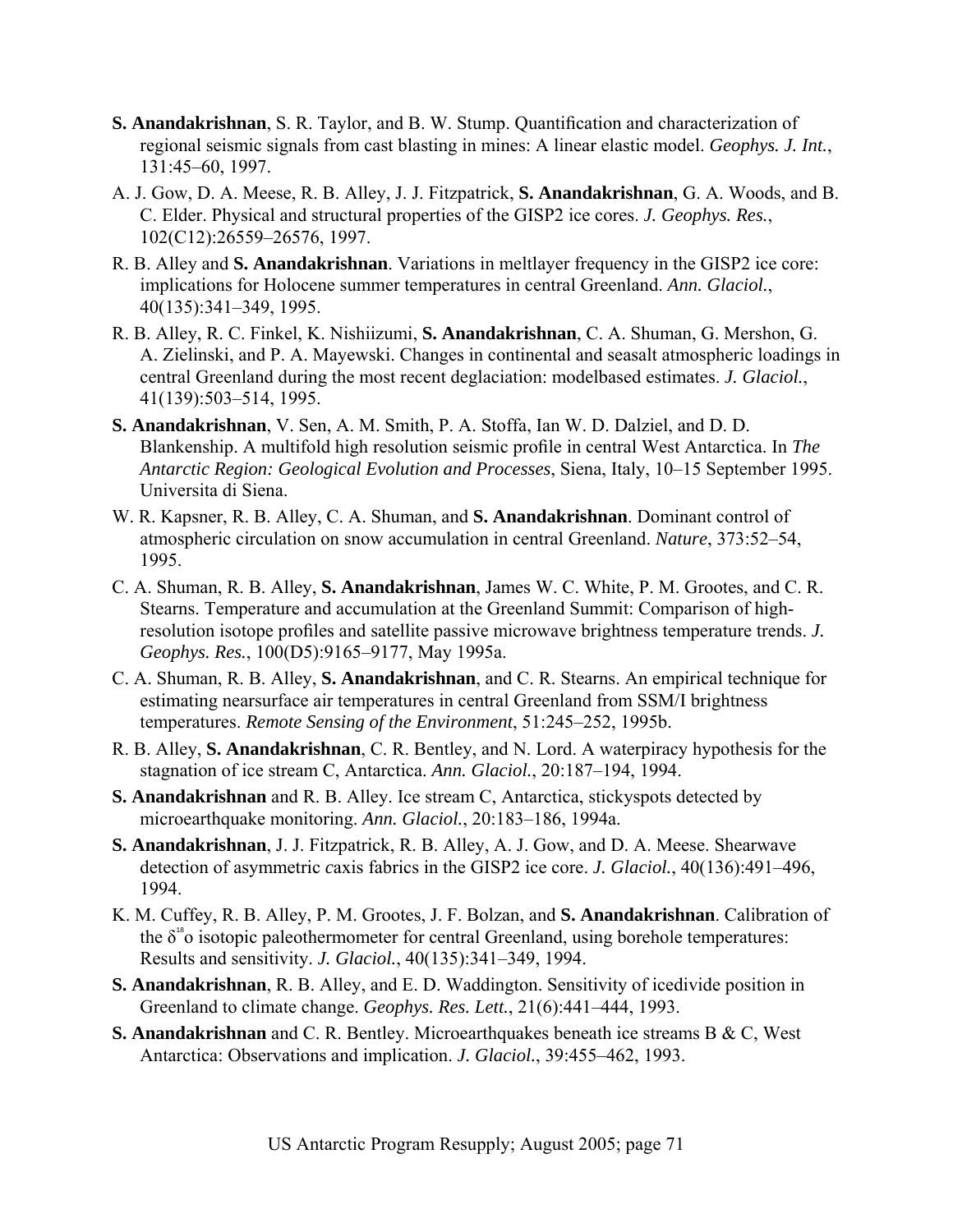**S. Anandakrishnan**, S. R. Taylor, and B. W. Stump. Quantification and characterization of regional seismic signals from cast blasting in mines: A linear elastic model. *Geophys. J. Int.*, 131:45–60, 1997.

A. J. Gow, D. A. Meese, R. B. Alley, J. J. Fitzpatrick, **S. Anandakrishnan**, G. A. Woods, and B. C. Elder. Physical and structural properties of the GISP2 ice cores. *J. Geophys. Res.*, 102(C12):26559–26576, 1997.

R. B. Alley and **S. Anandakrishnan**. Variations in meltlayer frequency in the GISP2 ice core: implications for Holocene summer temperatures in central Greenland. *Ann. Glaciol.*, 40(135):341–349, 1995.

R. B. Alley, R. C. Finkel, K. Nishiizumi, **S. Anandakrishnan**, C. A. Shuman, G. Mershon, G. A. Zielinski, and P. A. Mayewski. Changes in continental and seasalt atmospheric loadings in central Greenland during the most recent deglaciation: modelbased estimates. *J. Glaciol.*, 41(139):503–514, 1995.

**S. Anandakrishnan**, V. Sen, A. M. Smith, P. A. Stoffa, Ian W. D. Dalziel, and D. D. Blankenship. A multifold high resolution seismic profile in central West Antarctica. In *The Antarctic Region: Geological Evolution and Processes*, Siena, Italy, 10–15 September 1995. Universita di Siena.

W. R. Kapsner, R. B. Alley, C. A. Shuman, and **S. Anandakrishnan**. Dominant control of atmospheric circulation on snow accumulation in central Greenland. *Nature*, 373:52–54, 1995.

C. A. Shuman, R. B. Alley, **S. Anandakrishnan**, James W. C. White, P. M. Grootes, and C. R. Stearns. Temperature and accumulation at the Greenland Summit: Comparison of high-resolution isotope profiles and satellite passive microwave brightness temperature trends. *J. Geophys. Res.*, 100(D5):9165–9177, May 1995a.

C. A. Shuman, R. B. Alley, **S. Anandakrishnan**, and C. R. Stearns. An empirical technique for estimating nearsurface air temperatures in central Greenland from SSM/I brightness temperatures. *Remote Sensing of the Environment*, 51:245–252, 1995b.

R. B. Alley, **S. Anandakrishnan**, C. R. Bentley, and N. Lord. A waterpiracy hypothesis for the stagnation of ice stream C, Antarctica. *Ann. Glaciol.*, 20:187–194, 1994.

**S. Anandakrishnan** and R. B. Alley. Ice stream C, Antarctica, stickyspots detected by microearthquake monitoring. *Ann. Glaciol.*, 20:183–186, 1994a.

**S. Anandakrishnan**, J. J. Fitzpatrick, R. B. Alley, A. J. Gow, and D. A. Meese. Shearwave detection of asymmetric *c*axis fabrics in the GISP2 ice core. *J. Glaciol.*, 40(136):491–496, 1994.

K. M. Cuffey, R. B. Alley, P. M. Grootes, J. F. Bolzan, and **S. Anandakrishnan**. Calibration of the $\delta^{18}$o isotopic paleothermometer for central Greenland, using borehole temperatures: Results and sensitivity. *J. Glaciol.*, 40(135):341–349, 1994.

**S. Anandakrishnan**, R. B. Alley, and E. D. Waddington. Sensitivity of icedivide position in Greenland to climate change. *Geophys. Res. Lett.*, 21(6):441–444, 1993.

**S. Anandakrishnan** and C. R. Bentley. Microearthquakes beneath ice streams B & C, West Antarctica: Observations and implication. *J. Glaciol.*, 39:455–462, 1993.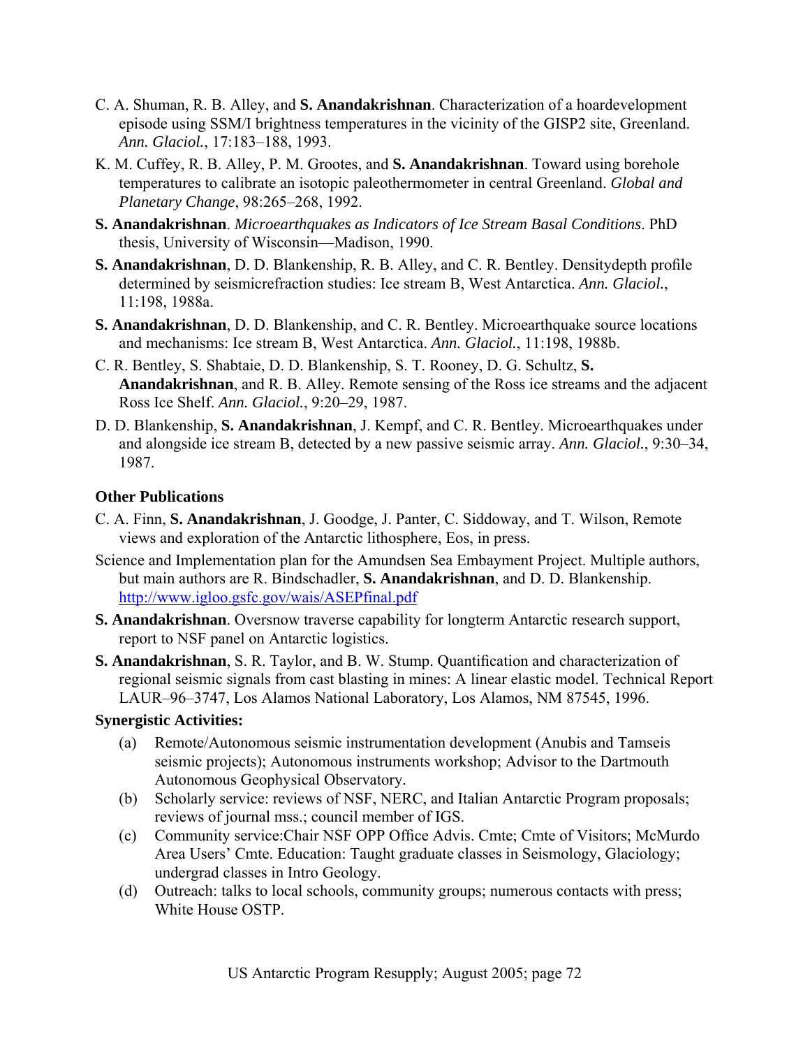C. A. Shuman, R. B. Alley, and **S. Anandakrishnan**. Characterization of a hoardevelopment episode using SSM/I brightness temperatures in the vicinity of the GISP2 site, Greenland. *Ann. Glaciol.*, 17:183–188, 1993.

K. M. Cuffey, R. B. Alley, P. M. Grootes, and **S. Anandakrishnan**. Toward using borehole temperatures to calibrate an isotopic paleothermometer in central Greenland. *Global and Planetary Change*, 98:265–268, 1992.

**S. Anandakrishnan**. *Microearthquakes as Indicators of Ice Stream Basal Conditions*. PhD thesis, University of Wisconsin—Madison, 1990.

**S. Anandakrishnan**, D. D. Blankenship, R. B. Alley, and C. R. Bentley. Densitydepth profile determined by seismicrefraction studies: Ice stream B, West Antarctica. *Ann. Glaciol.*, 11:198, 1988a.

**S. Anandakrishnan**, D. D. Blankenship, and C. R. Bentley. Microearthquake source locations and mechanisms: Ice stream B, West Antarctica. *Ann. Glaciol.*, 11:198, 1988b.

C. R. Bentley, S. Shabtaie, D. D. Blankenship, S. T. Rooney, D. G. Schultz, **S. Anandakrishnan**, and R. B. Alley. Remote sensing of the Ross ice streams and the adjacent Ross Ice Shelf. *Ann. Glaciol.*, 9:20–29, 1987.

D. D. Blankenship, **S. Anandakrishnan**, J. Kempf, and C. R. Bentley. Microearthquakes under and alongside ice stream B, detected by a new passive seismic array. *Ann. Glaciol.*, 9:30–34, 1987.

**Other Publications**

C. A. Finn, **S. Anandakrishnan**, J. Goodge, J. Panter, C. Siddoway, and T. Wilson, Remote views and exploration of the Antarctic lithosphere, Eos, in press.

Science and Implementation plan for the Amundsen Sea Embayment Project. Multiple authors, but main authors are R. Bindschadler, **S. Anandakrishnan**, and D. D. Blankenship. http://www.igloo.gsfc.gov/wais/ASEPfinal.pdf

**S. Anandakrishnan**. Oversnow traverse capability for longterm Antarctic research support, report to NSF panel on Antarctic logistics.

**S. Anandakrishnan**, S. R. Taylor, and B. W. Stump. Quantification and characterization of regional seismic signals from cast blasting in mines: A linear elastic model. Technical Report LAUR–96–3747, Los Alamos National Laboratory, Los Alamos, NM 87545, 1996.

**Synergistic Activities:**

(a) Remote/Autonomous seismic instrumentation development (Anubis and Tamseis seismic projects); Autonomous instruments workshop; Advisor to the Dartmouth Autonomous Geophysical Observatory.

(b) Scholarly service: reviews of NSF, NERC, and Italian Antarctic Program proposals; reviews of journal mss.; council member of IGS.

(c) Community service:Chair NSF OPP Office Advis. Cmte; Cmte of Visitors; McMurdo Area Users' Cmte. Education: Taught graduate classes in Seismology, Glaciology; undergrad classes in Intro Geology.

(d) Outreach: talks to local schools, community groups; numerous contacts with press; White House OSTP.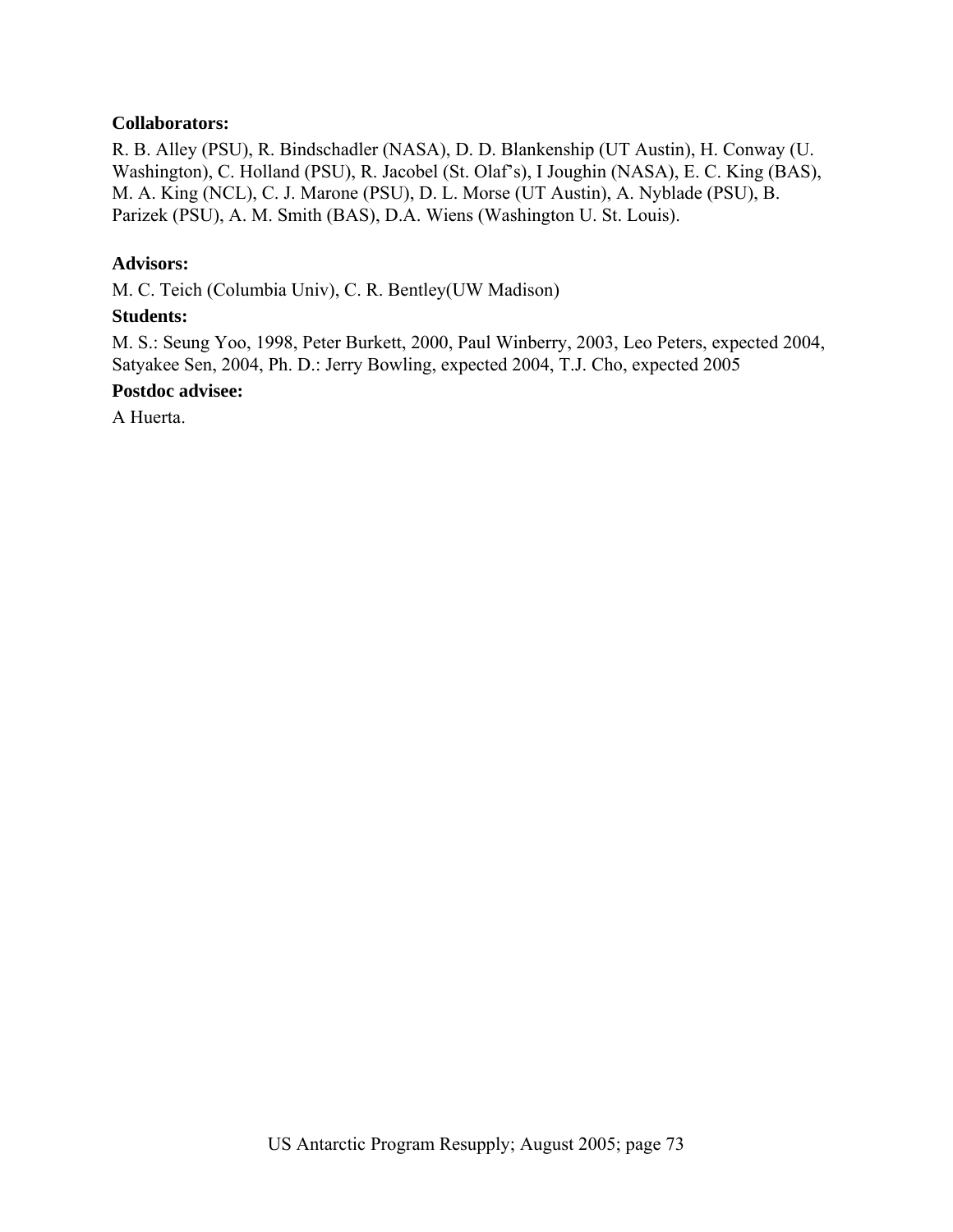**Collaborators:**

R. B. Alley (PSU), R. Bindschadler (NASA), D. D. Blankenship (UT Austin), H. Conway (U. Washington), C. Holland (PSU), R. Jacobel (St. Olaf's), I Joughin (NASA), E. C. King (BAS), M. A. King (NCL), C. J. Marone (PSU), D. L. Morse (UT Austin), A. Nyblade (PSU), B. Parizek (PSU), A. M. Smith (BAS), D.A. Wiens (Washington U. St. Louis).

**Advisors:**

M. C. Teich (Columbia Univ), C. R. Bentley(UW Madison)

**Students:**

M. S.: Seung Yoo, 1998, Peter Burkett, 2000, Paul Winberry, 2003, Leo Peters, expected 2004, Satyakee Sen, 2004, Ph. D.: Jerry Bowling, expected 2004, T.J. Cho, expected 2005

**Postdoc advisee:**

A Huerta.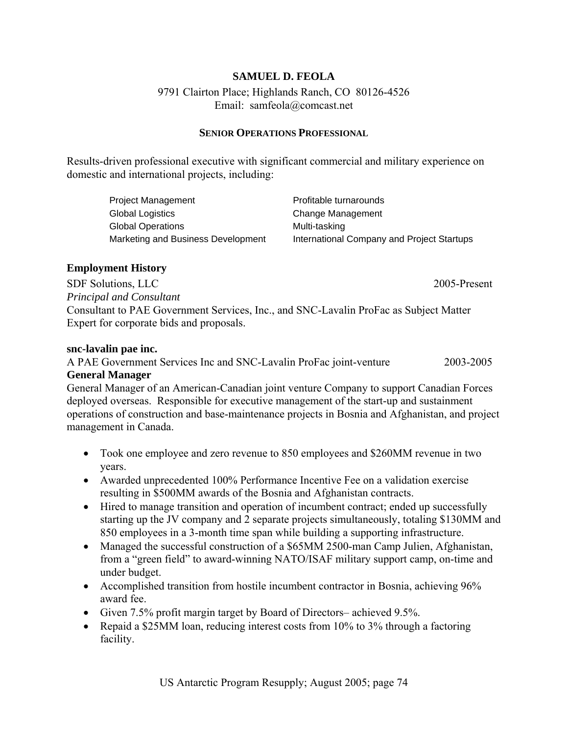**SAMUEL D. FEOLA**

9791 Clairton Place; Highlands Ranch, CO 80126-4526
Email: samfeola@comcast.net

**SENIOR OPERATIONS PROFESSIONAL**

Results-driven professional executive with significant commercial and military experience on domestic and international projects, including:

| | |
|---|---|
| Project Management | Profitable turnarounds |
| Global Logistics | Change Management |
| Global Operations | Multi-tasking |
| Marketing and Business Development | International Company and Project Startups |

## Employment History

SDF Solutions, LLC 2005-Present
*Principal and Consultant*
Consultant to PAE Government Services, Inc., and SNC-Lavalin ProFac as Subject Matter Expert for corporate bids and proposals.

**snc-lavalin pae inc.**
A PAE Government Services Inc and SNC-Lavalin ProFac joint-venture 2003-2005
**General Manager**
General Manager of an American-Canadian joint venture Company to support Canadian Forces deployed overseas. Responsible for executive management of the start-up and sustainment operations of construction and base-maintenance projects in Bosnia and Afghanistan, and project management in Canada.

- Took one employee and zero revenue to 850 employees and $260MM revenue in two years.
- Awarded unprecedented 100% Performance Incentive Fee on a validation exercise resulting in $500MM awards of the Bosnia and Afghanistan contracts.
- Hired to manage transition and operation of incumbent contract; ended up successfully starting up the JV company and 2 separate projects simultaneously, totaling $130MM and 850 employees in a 3-month time span while building a supporting infrastructure.
- Managed the successful construction of a $65MM 2500-man Camp Julien, Afghanistan, from a “green field” to award-winning NATO/ISAF military support camp, on-time and under budget.
- Accomplished transition from hostile incumbent contractor in Bosnia, achieving 96% award fee.
- Given 7.5% profit margin target by Board of Directors– achieved 9.5%.
- Repaid a $25MM loan, reducing interest costs from 10% to 3% through a factoring facility.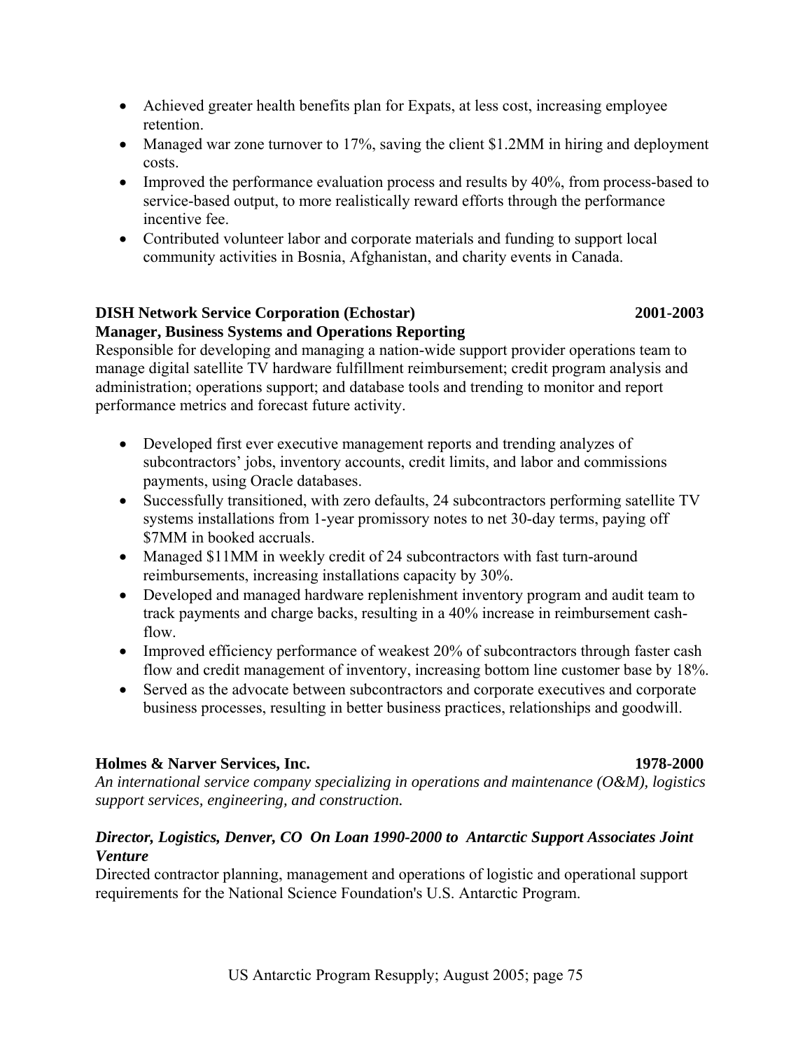- Achieved greater health benefits plan for Expats, at less cost, increasing employee retention.
- Managed war zone turnover to 17%, saving the client $1.2MM in hiring and deployment costs.
- Improved the performance evaluation process and results by 40%, from process-based to service-based output, to more realistically reward efforts through the performance incentive fee.
- Contributed volunteer labor and corporate materials and funding to support local community activities in Bosnia, Afghanistan, and charity events in Canada.

**DISH Network Service Corporation (Echostar)** **2001-2003**
**Manager, Business Systems and Operations Reporting**

Responsible for developing and managing a nation-wide support provider operations team to manage digital satellite TV hardware fulfillment reimbursement; credit program analysis and administration; operations support; and database tools and trending to monitor and report performance metrics and forecast future activity.

- Developed first ever executive management reports and trending analyzes of subcontractors' jobs, inventory accounts, credit limits, and labor and commissions payments, using Oracle databases.
- Successfully transitioned, with zero defaults, 24 subcontractors performing satellite TV systems installations from 1-year promissory notes to net 30-day terms, paying off $7MM in booked accruals.
- Managed $11MM in weekly credit of 24 subcontractors with fast turn-around reimbursements, increasing installations capacity by 30%.
- Developed and managed hardware replenishment inventory program and audit team to track payments and charge backs, resulting in a 40% increase in reimbursement cash-flow.
- Improved efficiency performance of weakest 20% of subcontractors through faster cash flow and credit management of inventory, increasing bottom line customer base by 18%.
- Served as the advocate between subcontractors and corporate executives and corporate business processes, resulting in better business practices, relationships and goodwill.

**Holmes & Narver Services, Inc.** **1978-2000**
*An international service company specializing in operations and maintenance (O&M), logistics support services, engineering, and construction.*

***Director, Logistics, Denver, CO On Loan 1990-2000 to Antarctic Support Associates Joint Venture***

Directed contractor planning, management and operations of logistic and operational support requirements for the National Science Foundation's U.S. Antarctic Program.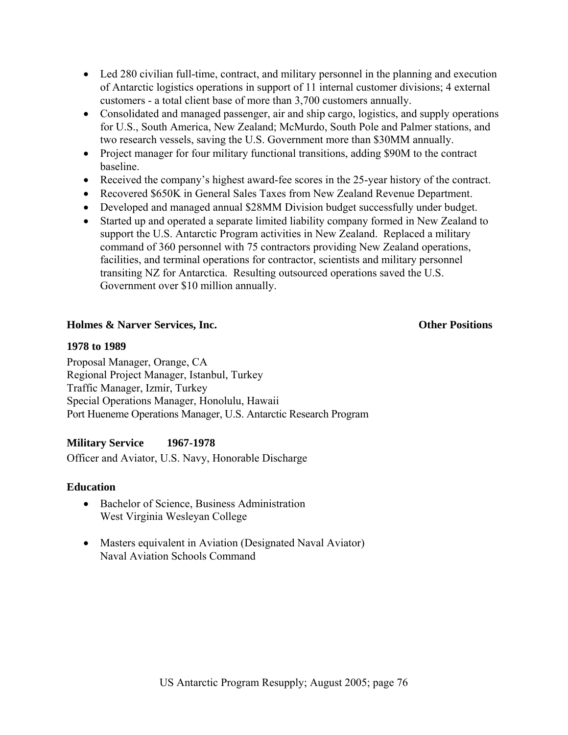- Led 280 civilian full-time, contract, and military personnel in the planning and execution of Antarctic logistics operations in support of 11 internal customer divisions; 4 external customers - a total client base of more than 3,700 customers annually.
- Consolidated and managed passenger, air and ship cargo, logistics, and supply operations for U.S., South America, New Zealand; McMurdo, South Pole and Palmer stations, and two research vessels, saving the U.S. Government more than $30MM annually.
- Project manager for four military functional transitions, adding $90M to the contract baseline.
- Received the company's highest award-fee scores in the 25-year history of the contract.
- Recovered $650K in General Sales Taxes from New Zealand Revenue Department.
- Developed and managed annual $28MM Division budget successfully under budget.
- Started up and operated a separate limited liability company formed in New Zealand to support the U.S. Antarctic Program activities in New Zealand. Replaced a military command of 360 personnel with 75 contractors providing New Zealand operations, facilities, and terminal operations for contractor, scientists and military personnel transiting NZ for Antarctica. Resulting outsourced operations saved the U.S. Government over $10 million annually.

**Holmes & Narver Services, Inc.** **Other Positions**

**1978 to 1989**

Proposal Manager, Orange, CA
Regional Project Manager, Istanbul, Turkey
Traffic Manager, Izmir, Turkey
Special Operations Manager, Honolulu, Hawaii
Port Hueneme Operations Manager, U.S. Antarctic Research Program

**Military Service 1967-1978**

Officer and Aviator, U.S. Navy, Honorable Discharge

**Education**

- Bachelor of Science, Business Administration
  West Virginia Wesleyan College

- Masters equivalent in Aviation (Designated Naval Aviator)
  Naval Aviation Schools Command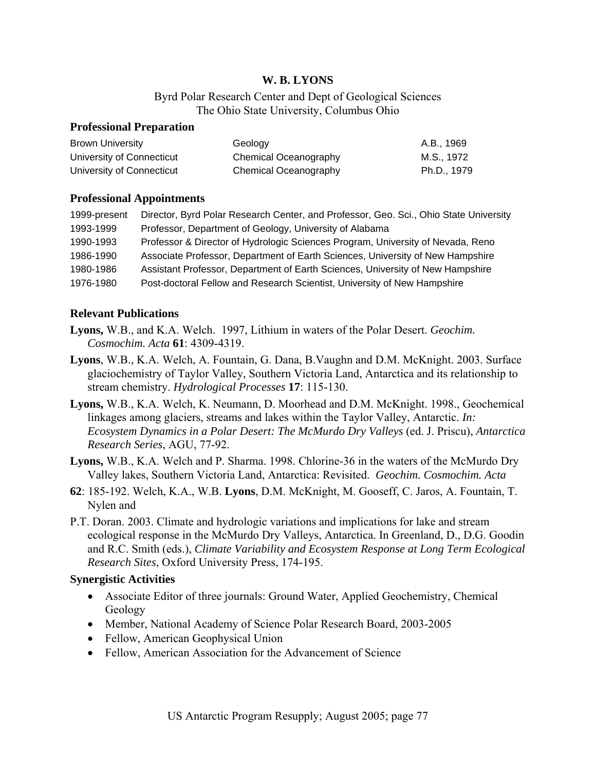**W. B. LYONS**

Byrd Polar Research Center and Dept of Geological Sciences
The Ohio State University, Columbus Ohio

### Professional Preparation

| | | |
|---|---|---|
| Brown University | Geology | A.B., 1969 |
| University of Connecticut | Chemical Oceanography | M.S., 1972 |
| University of Connecticut | Chemical Oceanography | Ph.D., 1979 |

### Professional Appointments

| | |
|---|---|
| 1999-present | Director, Byrd Polar Research Center, and Professor, Geo. Sci., Ohio State University |
| 1993-1999 | Professor, Department of Geology, University of Alabama |
| 1990-1993 | Professor & Director of Hydrologic Sciences Program, University of Nevada, Reno |
| 1986-1990 | Associate Professor, Department of Earth Sciences, University of New Hampshire |
| 1980-1986 | Assistant Professor, Department of Earth Sciences, University of New Hampshire |
| 1976-1980 | Post-doctoral Fellow and Research Scientist, University of New Hampshire |

### Relevant Publications

**Lyons,** W.B., and K.A. Welch. 1997, Lithium in waters of the Polar Desert. *Geochim. Cosmochim. Acta* **61**: 4309-4319.

**Lyons**, W.B., K.A. Welch, A. Fountain, G. Dana, B.Vaughn and D.M. McKnight. 2003. Surface glaciochemistry of Taylor Valley, Southern Victoria Land, Antarctica and its relationship to stream chemistry. *Hydrological Processes* **17**: 115-130.

**Lyons,** W.B., K.A. Welch, K. Neumann, D. Moorhead and D.M. McKnight. 1998., Geochemical linkages among glaciers, streams and lakes within the Taylor Valley, Antarctic. *In: Ecosystem Dynamics in a Polar Desert: The McMurdo Dry Valleys* (ed. J. Priscu), *Antarctica Research Series*, AGU, 77-92.

**Lyons,** W.B., K.A. Welch and P. Sharma. 1998. Chlorine-36 in the waters of the McMurdo Dry Valley lakes, Southern Victoria Land, Antarctica: Revisited. *Geochim. Cosmochim. Acta* **62**: 185-192.

Welch, K.A., W.B. **Lyons**, D.M. McKnight, M. Gooseff, C. Jaros, A. Fountain, T. Nylen and P.T. Doran. 2003. Climate and hydrologic variations and implications for lake and stream ecological response in the McMurdo Dry Valleys, Antarctica. In Greenland, D., D.G. Goodin and R.C. Smith (eds.), *Climate Variability and Ecosystem Response at Long Term Ecological Research Sites*, Oxford University Press, 174-195.

### Synergistic Activities

- Associate Editor of three journals: Ground Water, Applied Geochemistry, Chemical Geology
- Member, National Academy of Science Polar Research Board, 2003-2005
- Fellow, American Geophysical Union
- Fellow, American Association for the Advancement of Science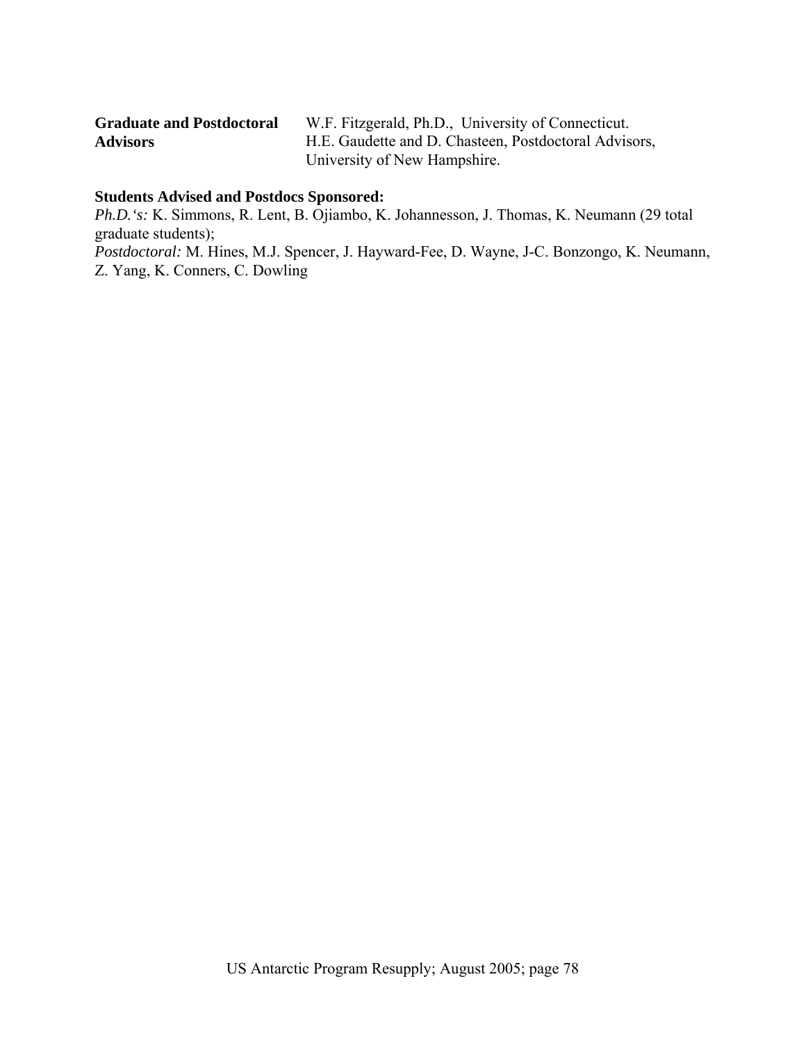**Graduate and Postdoctoral Advisors** W.F. Fitzgerald, Ph.D., University of Connecticut. H.E. Gaudette and D. Chasteen, Postdoctoral Advisors, University of New Hampshire.

**Students Advised and Postdocs Sponsored:**

*Ph.D.'s:* K. Simmons, R. Lent, B. Ojiambo, K. Johannesson, J. Thomas, K. Neumann (29 total graduate students);

*Postdoctoral:* M. Hines, M.J. Spencer, J. Hayward-Fee, D. Wayne, J-C. Bonzongo, K. Neumann, Z. Yang, K. Conners, C. Dowling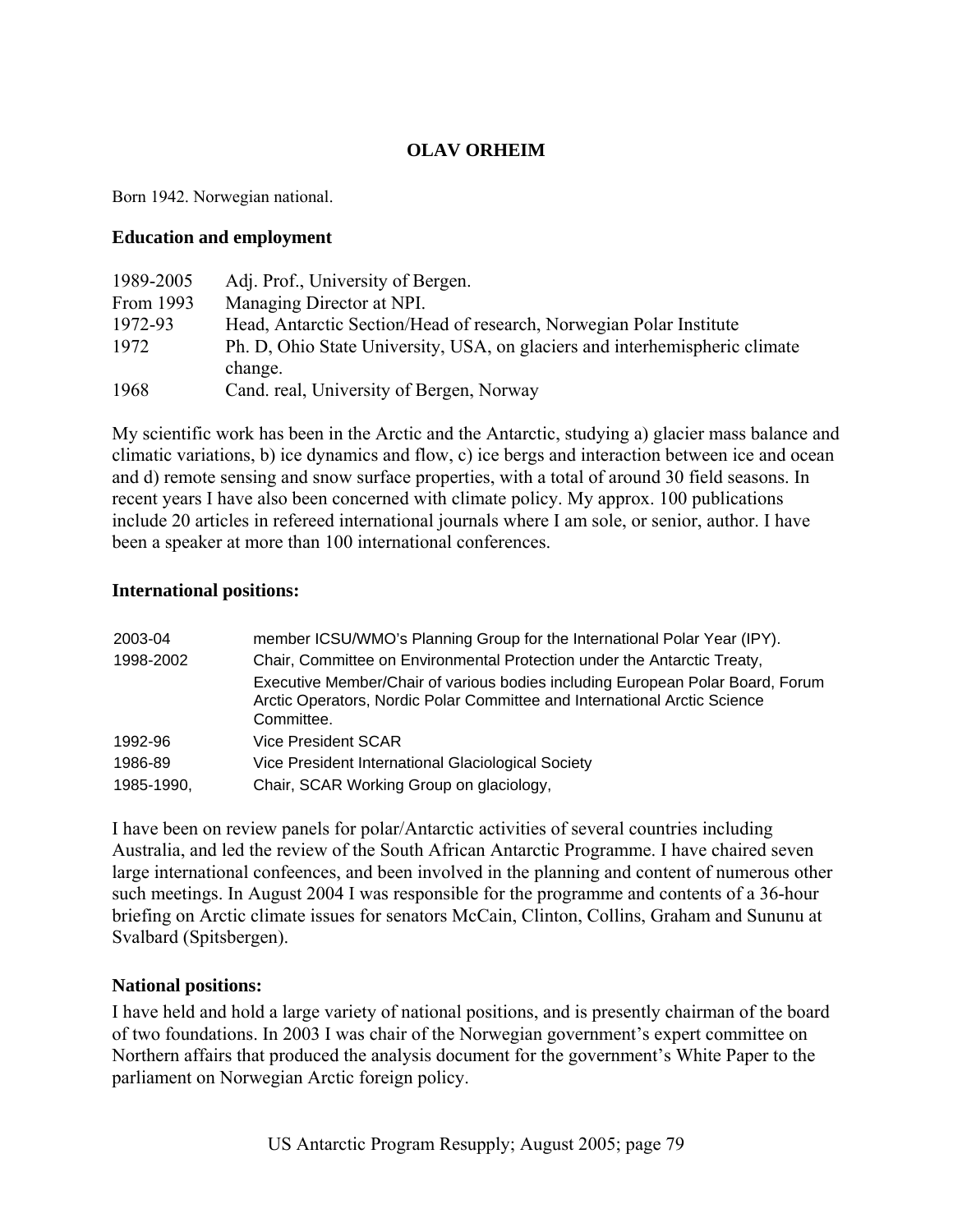# OLAV ORHEIM

Born 1942. Norwegian national.

### Education and employment

| | |
|---|---|
| 1989-2005 | Adj. Prof., University of Bergen. |
| From 1993 | Managing Director at NPI. |
| 1972-93 | Head, Antarctic Section/Head of research, Norwegian Polar Institute |
| 1972 | Ph. D, Ohio State University, USA, on glaciers and interhemispheric climate change. |
| 1968 | Cand. real, University of Bergen, Norway |

My scientific work has been in the Arctic and the Antarctic, studying a) glacier mass balance and climatic variations, b) ice dynamics and flow, c) ice bergs and interaction between ice and ocean and d) remote sensing and snow surface properties, with a total of around 30 field seasons. In recent years I have also been concerned with climate policy. My approx. 100 publications include 20 articles in refereed international journals where I am sole, or senior, author. I have been a speaker at more than 100 international conferences.

### International positions:

| | |
|---|---|
| 2003-04 | member ICSU/WMO's Planning Group for the International Polar Year (IPY). |
| 1998-2002 | Chair, Committee on Environmental Protection under the Antarctic Treaty, |
| | Executive Member/Chair of various bodies including European Polar Board, Forum Arctic Operators, Nordic Polar Committee and International Arctic Science Committee. |
| 1992-96 | Vice President SCAR |
| 1986-89 | Vice President International Glaciological Society |
| 1985-1990, | Chair, SCAR Working Group on glaciology, |

I have been on review panels for polar/Antarctic activities of several countries including Australia, and led the review of the South African Antarctic Programme. I have chaired seven large international confeences, and been involved in the planning and content of numerous other such meetings. In August 2004 I was responsible for the programme and contents of a 36-hour briefing on Arctic climate issues for senators McCain, Clinton, Collins, Graham and Sununu at Svalbard (Spitsbergen).

### National positions:

I have held and hold a large variety of national positions, and is presently chairman of the board of two foundations. In 2003 I was chair of the Norwegian government's expert committee on Northern affairs that produced the analysis document for the government's White Paper to the parliament on Norwegian Arctic foreign policy.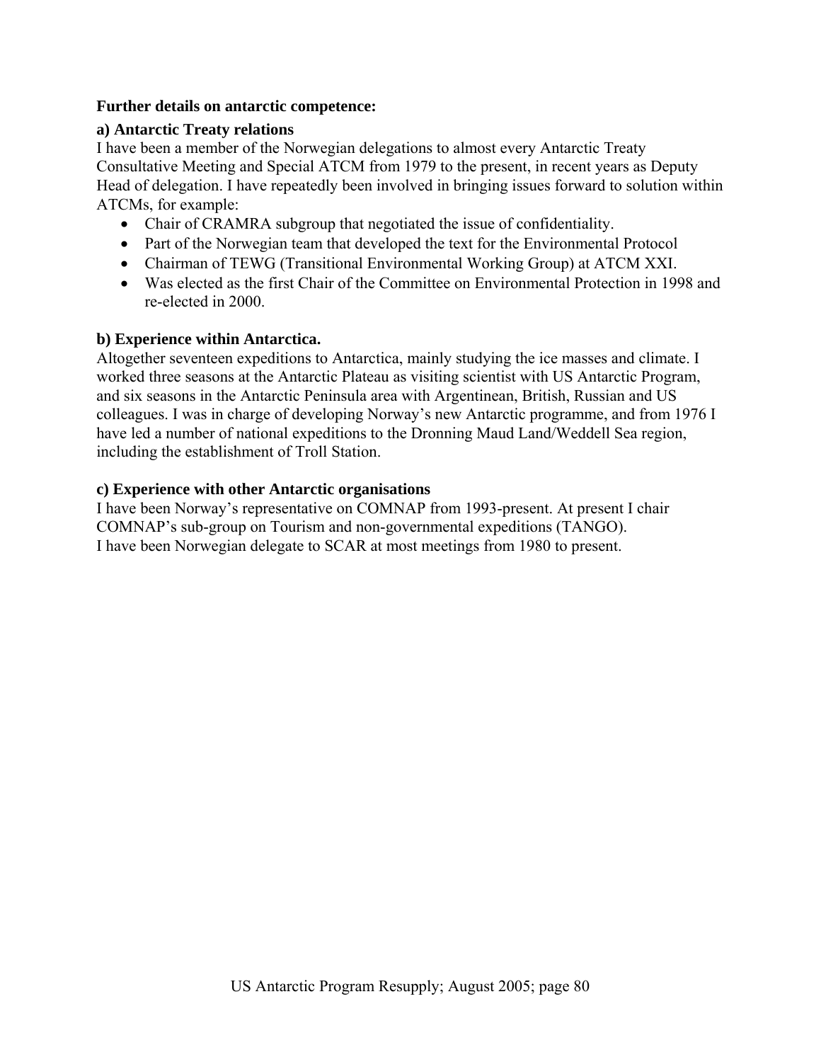**Further details on antarctic competence:**

**a) Antarctic Treaty relations**

I have been a member of the Norwegian delegations to almost every Antarctic Treaty Consultative Meeting and Special ATCM from 1979 to the present, in recent years as Deputy Head of delegation. I have repeatedly been involved in bringing issues forward to solution within ATCMs, for example:

- Chair of CRAMRA subgroup that negotiated the issue of confidentiality.
- Part of the Norwegian team that developed the text for the Environmental Protocol
- Chairman of TEWG (Transitional Environmental Working Group) at ATCM XXI.
- Was elected as the first Chair of the Committee on Environmental Protection in 1998 and re-elected in 2000.

**b) Experience within Antarctica.**

Altogether seventeen expeditions to Antarctica, mainly studying the ice masses and climate. I worked three seasons at the Antarctic Plateau as visiting scientist with US Antarctic Program, and six seasons in the Antarctic Peninsula area with Argentinean, British, Russian and US colleagues. I was in charge of developing Norway's new Antarctic programme, and from 1976 I have led a number of national expeditions to the Dronning Maud Land/Weddell Sea region, including the establishment of Troll Station.

**c) Experience with other Antarctic organisations**

I have been Norway's representative on COMNAP from 1993-present. At present I chair COMNAP's sub-group on Tourism and non-governmental expeditions (TANGO).
I have been Norwegian delegate to SCAR at most meetings from 1980 to present.